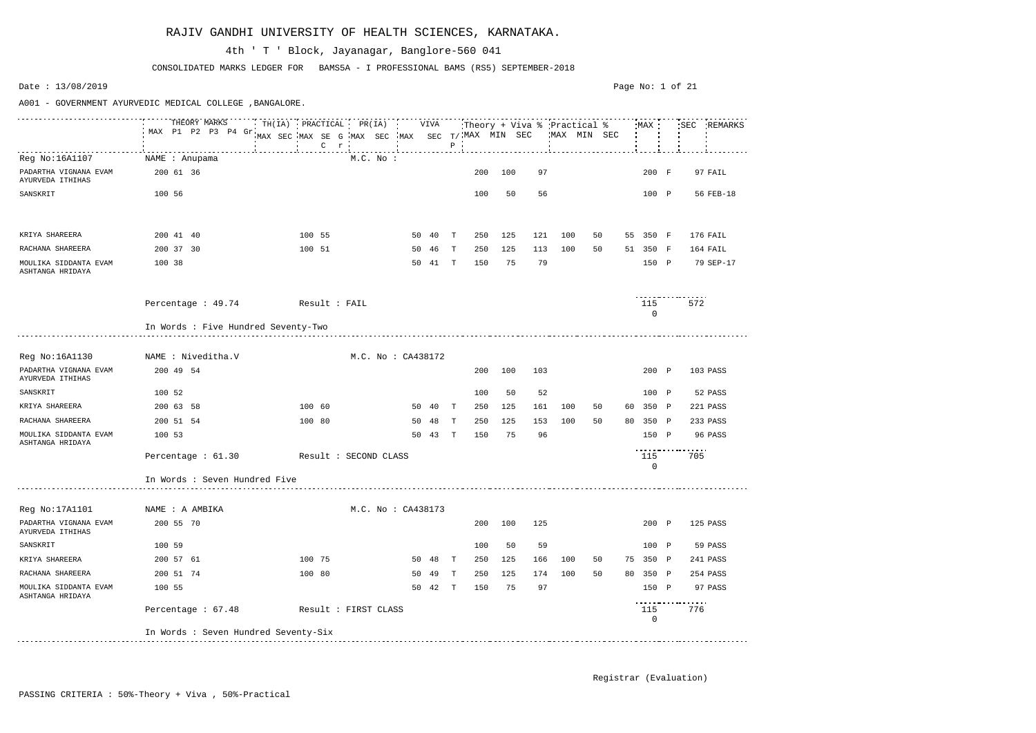# RAJIV GANDHI UNIVERSITY OF HEALTH SCIENCES, KARNATAKA.

4th ' T ' Block, Jayanagar, Banglore-560 041

CONSOLIDATED MARKS LEDGER FOR BAMS5A - I PROFESSIONAL BAMS (RS5) SEPTEMBER-2018

Date : 13/08/2019

A001 - GOVERNMENT AYURVEDIC MEDICAL COLLEGE ,BANGALORE.

| | THEORY MARKS | | | | | TH(IA) | | PRACTICAL | | | | PR(IA) | | VIVA | | | Theory + Viva % | | | Practical % | | | MAX | | SEC | REMARKS |
|---|---|---|---|---|---|---|---|---|---|---|---|---|---|---|---|---|---|---|---|---|---|---|---|---|---|---|
| | MAX | P1 | P2 | P3 | P4 Gr | MAX | SEC | MAX | SEC | G | r | MAX | SEC | MAX | SEC | T/P | MAX | MIN | SEC | MAX | MIN | SEC | | | | |
| **Reg No:16A1107** | **NAME : Anupama** | | | | | | | | | | | **M.C. No :** | | | | | | | | | | | | | | |
| PADARTHA VIGNANA EVAM AYURVEDA ITHIHAS | 200 | 61 | 36 | | | | | | | | | | | | | | 200 | 100 | 97 | | | | 200 | F | 97 | FAIL |
| SANSKRIT | 100 | 56 | | | | | | | | | | | | | | | 100 | 50 | 56 | | | | 100 | P | 56 | FEB-18 |
| KRIYA SHAREERA | 200 | 41 | 40 | | | | | 100 | 55 | | | | | 50 | 40 | T | 250 | 125 | 121 | 100 | 50 | 55 | 350 | F | 176 | FAIL |
| RACHANA SHAREERA | 200 | 37 | 30 | | | | | 100 | 51 | | | | | 50 | 46 | T | 250 | 125 | 113 | 100 | 50 | 51 | 350 | F | 164 | FAIL |
| MOULIKA SIDDANTA EVAM ASHTANGA HRIDAYA | 100 | 38 | | | | | | | | | | | | 50 | 41 | T | 150 | 75 | 79 | | | | 150 | P | 79 | SEP-17 |
| | Percentage : 49.74 | | | | | Result : FAIL | | | | | | | | | | | | | | | | | 1150 | | 572 | |
| | In Words : Five Hundred Seventy-Two | | | | | | | | | | | | | | | | | | | | | | | | | |
| **Reg No:16A1130** | **NAME : Niveditha.V** | | | | | | | | | | | **M.C. No : CA438172** | | | | | | | | | | | | | | |
| PADARTHA VIGNANA EVAM AYURVEDA ITHIHAS | 200 | 49 | 54 | | | | | | | | | | | | | | 200 | 100 | 103 | | | | 200 | P | 103 | PASS |
| SANSKRIT | 100 | 52 | | | | | | | | | | | | | | | 100 | 50 | 52 | | | | 100 | P | 52 | PASS |
| KRIYA SHAREERA | 200 | 63 | 58 | | | | | 100 | 60 | | | | | 50 | 40 | T | 250 | 125 | 161 | 100 | 50 | 60 | 350 | P | 221 | PASS |
| RACHANA SHAREERA | 200 | 51 | 54 | | | | | 100 | 80 | | | | | 50 | 48 | T | 250 | 125 | 153 | 100 | 50 | 80 | 350 | P | 233 | PASS |
| MOULIKA SIDDANTA EVAM ASHTANGA HRIDAYA | 100 | 53 | | | | | | | | | | | | 50 | 43 | T | 150 | 75 | 96 | | | | 150 | P | 96 | PASS |
| | Percentage : 61.30 | | | | | Result : SECOND CLASS | | | | | | | | | | | | | | | | | 1150 | | 705 | |
| | In Words : Seven Hundred Five | | | | | | | | | | | | | | | | | | | | | | | | | |
| **Reg No:17A1101** | **NAME : A AMBIKA** | | | | | | | | | | | **M.C. No : CA438173** | | | | | | | | | | | | | | |
| PADARTHA VIGNANA EVAM AYURVEDA ITHIHAS | 200 | 55 | 70 | | | | | | | | | | | | | | 200 | 100 | 125 | | | | 200 | P | 125 | PASS |
| SANSKRIT | 100 | 59 | | | | | | | | | | | | | | | 100 | 50 | 59 | | | | 100 | P | 59 | PASS |
| KRIYA SHAREERA | 200 | 57 | 61 | | | | | 100 | 75 | | | | | 50 | 48 | T | 250 | 125 | 166 | 100 | 50 | 75 | 350 | P | 241 | PASS |
| RACHANA SHAREERA | 200 | 51 | 74 | | | | | 100 | 80 | | | | | 50 | 49 | T | 250 | 125 | 174 | 100 | 50 | 80 | 350 | P | 254 | PASS |
| MOULIKA SIDDANTA EVAM ASHTANGA HRIDAYA | 100 | 55 | | | | | | | | | | | | 50 | 42 | T | 150 | 75 | 97 | | | | 150 | P | 97 | PASS |
| | Percentage : 67.48 | | | | | Result : FIRST CLASS | | | | | | | | | | | | | | | | | 1150 | | 776 | |
| | In Words : Seven Hundred Seventy-Six | | | | | | | | | | | | | | | | | | | | | | | | | |

Registrar (Evaluation)

PASSING CRITERIA : 50%-Theory + Viva , 50%-Practical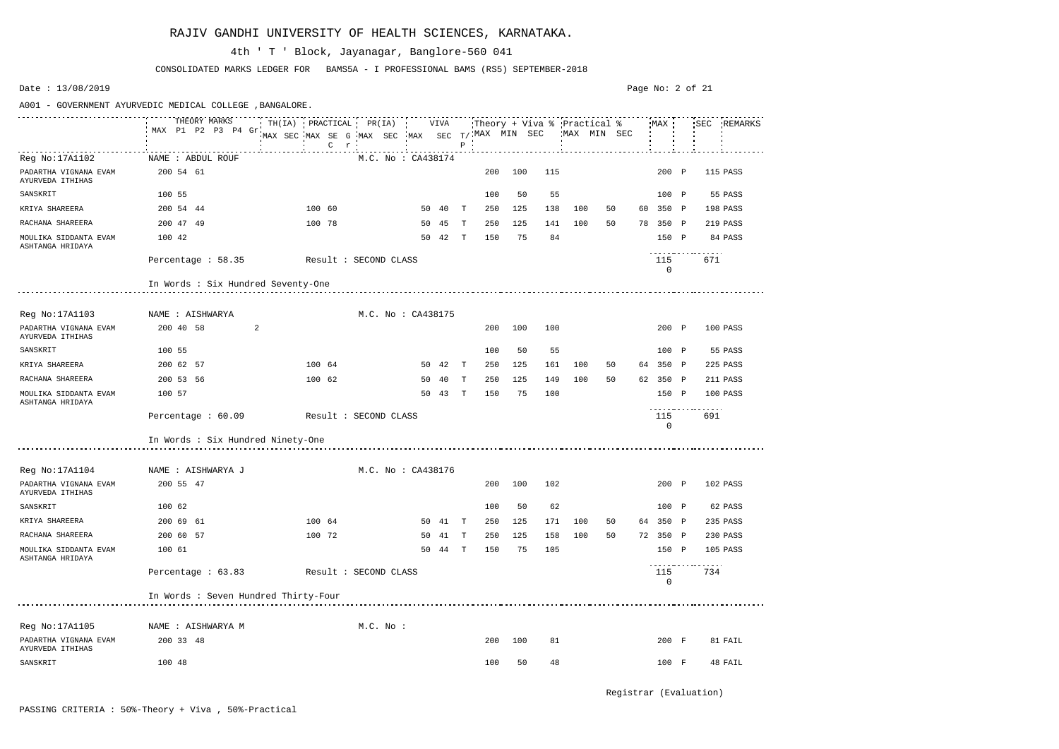# RAJIV GANDHI UNIVERSITY OF HEALTH SCIENCES, KARNATAKA.

4th ' T ' Block, Jayanagar, Banglore-560 041

CONSOLIDATED MARKS LEDGER FOR BAMS5A - I PROFESSIONAL BAMS (RS5) SEPTEMBER-2018

Date : 13/08/2019

A001 - GOVERNMENT AYURVEDIC MEDICAL COLLEGE ,BANGALORE.

| Subject | THEORY MARKS MAX | P1 | P2 | P3 | P4 | Gr | TH(IA) MAX | TH(IA) SEC | PRACTICAL MAX | PRACTICAL SEC | G | C | r | PR(IA) MAX | PR(IA) SEC | VIVA MAX | VIVA SEC | T/P | Theory + Viva % MAX | MIN | SEC | Practical % MAX | MIN | SEC | MAX | | SEC | REMARKS |
|---|---|---|---|---|---|---|---|---|---|---|---|---|---|---|---|---|---|---|---|---|---|---|---|---|---|---|---|---|
| **Reg No:17A1102** | **NAME : ABDUL ROUF** | | | | | | | | | | | | | **M.C. No : CA438174** | | | | | | | | | | | | | | |
| PADARTHA VIGNANA EVAM AYURVEDA ITHIHAS | 200 | 54 | 61 | | | | | | | | | | | | | | | | 200 | 100 | 115 | | | | 200 | P | 115 | PASS |
| SANSKRIT | 100 | 55 | | | | | | | | | | | | | | | | | 100 | 50 | 55 | | | | 100 | P | 55 | PASS |
| KRIYA SHAREERA | 200 | 54 | 44 | | | | | | 100 | 60 | | | | | | 50 | 40 | T | 250 | 125 | 138 | 100 | 50 | 60 | 350 | P | 198 | PASS |
| RACHANA SHAREERA | 200 | 47 | 49 | | | | | | 100 | 78 | | | | | | 50 | 45 | T | 250 | 125 | 141 | 100 | 50 | 78 | 350 | P | 219 | PASS |
| MOULIKA SIDDANTA EVAM ASHTANGA HRIDAYA | 100 | 42 | | | | | | | | | | | | | | 50 | 42 | T | 150 | 75 | 84 | | | | 150 | P | 84 | PASS |
| | Percentage : 58.35 | | | | | | | | Result : SECOND CLASS | | | | | | | | | | | | | | | | 1150 | | 671 | |
| | In Words : Six Hundred Seventy-One | | | | | | | | | | | | | | | | | | | | | | | | | | | |
| **Reg No:17A1103** | **NAME : AISHWARYA** | | | | | | | | | | | | | **M.C. No : CA438175** | | | | | | | | | | | | | | |
| PADARTHA VIGNANA EVAM AYURVEDA ITHIHAS | 200 | 40 | 58 | | | 2 | | | | | | | | | | | | | 200 | 100 | 100 | | | | 200 | P | 100 | PASS |
| SANSKRIT | 100 | 55 | | | | | | | | | | | | | | | | | 100 | 50 | 55 | | | | 100 | P | 55 | PASS |
| KRIYA SHAREERA | 200 | 62 | 57 | | | | | | 100 | 64 | | | | | | 50 | 42 | T | 250 | 125 | 161 | 100 | 50 | 64 | 350 | P | 225 | PASS |
| RACHANA SHAREERA | 200 | 53 | 56 | | | | | | 100 | 62 | | | | | | 50 | 40 | T | 250 | 125 | 149 | 100 | 50 | 62 | 350 | P | 211 | PASS |
| MOULIKA SIDDANTA EVAM ASHTANGA HRIDAYA | 100 | 57 | | | | | | | | | | | | | | 50 | 43 | T | 150 | 75 | 100 | | | | 150 | P | 100 | PASS |
| | Percentage : 60.09 | | | | | | | | Result : SECOND CLASS | | | | | | | | | | | | | | | | 1150 | | 691 | |
| | In Words : Six Hundred Ninety-One | | | | | | | | | | | | | | | | | | | | | | | | | | | |
| **Reg No:17A1104** | **NAME : AISHWARYA J** | | | | | | | | | | | | | **M.C. No : CA438176** | | | | | | | | | | | | | | |
| PADARTHA VIGNANA EVAM AYURVEDA ITHIHAS | 200 | 55 | 47 | | | | | | | | | | | | | | | | 200 | 100 | 102 | | | | 200 | P | 102 | PASS |
| SANSKRIT | 100 | 62 | | | | | | | | | | | | | | | | | 100 | 50 | 62 | | | | 100 | P | 62 | PASS |
| KRIYA SHAREERA | 200 | 69 | 61 | | | | | | 100 | 64 | | | | | | 50 | 41 | T | 250 | 125 | 171 | 100 | 50 | 64 | 350 | P | 235 | PASS |
| RACHANA SHAREERA | 200 | 60 | 57 | | | | | | 100 | 72 | | | | | | 50 | 41 | T | 250 | 125 | 158 | 100 | 50 | 72 | 350 | P | 230 | PASS |
| MOULIKA SIDDANTA EVAM ASHTANGA HRIDAYA | 100 | 61 | | | | | | | | | | | | | | 50 | 44 | T | 150 | 75 | 105 | | | | 150 | P | 105 | PASS |
| | Percentage : 63.83 | | | | | | | | Result : SECOND CLASS | | | | | | | | | | | | | | | | 1150 | | 734 | |
| | In Words : Seven Hundred Thirty-Four | | | | | | | | | | | | | | | | | | | | | | | | | | | |
| **Reg No:17A1105** | **NAME : AISHWARYA M** | | | | | | | | | | | | | **M.C. No :** | | | | | | | | | | | | | | |
| PADARTHA VIGNANA EVAM AYURVEDA ITHIHAS | 200 | 33 | 48 | | | | | | | | | | | | | | | | 200 | 100 | 81 | | | | 200 | F | 81 | FAIL |
| SANSKRIT | 100 | 48 | | | | | | | | | | | | | | | | | 100 | 50 | 48 | | | | 100 | F | 48 | FAIL |

Registrar (Evaluation)

PASSING CRITERIA : 50%-Theory + Viva , 50%-Practical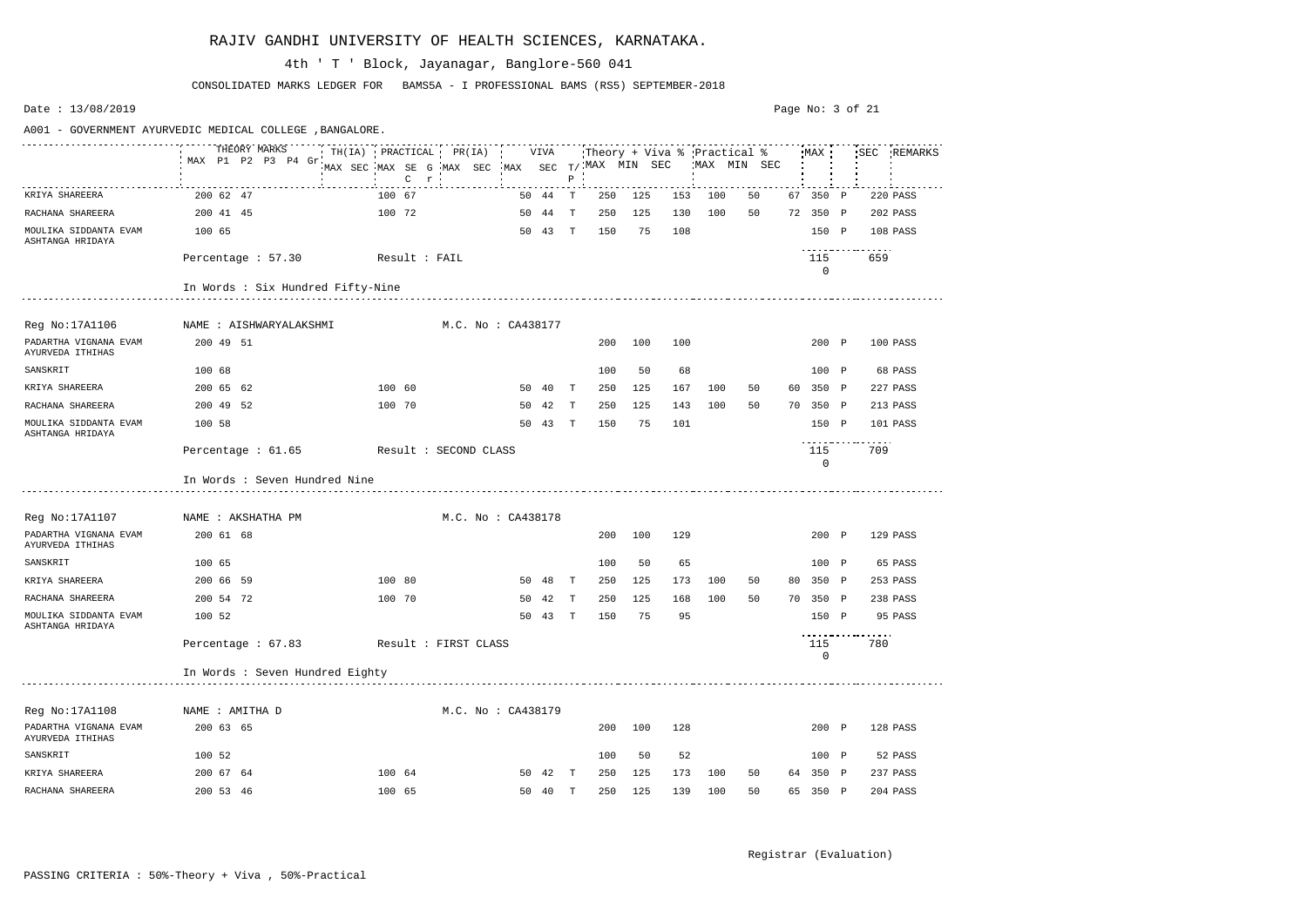# RAJIV GANDHI UNIVERSITY OF HEALTH SCIENCES, KARNATAKA.

4th ' T ' Block, Jayanagar, Banglore-560 041

CONSOLIDATED MARKS LEDGER FOR BAMS5A - I PROFESSIONAL BAMS (RS5) SEPTEMBER-2018

Date : 13/08/2019

A001 - GOVERNMENT AYURVEDIC MEDICAL COLLEGE ,BANGALORE.

| | THEORY MARKS MAX | P1 | P2 | P3 | P4 | Gr | TH(IA) MAX | SEC | PRACTICAL MAX | SE | G C r | PR(IA) MAX | SEC | VIVA MAX | SEC | T/P | Theory + Viva % MAX | MIN | SEC | Practical % MAX | MIN | SEC | MAX | | SEC | REMARKS |
|---|---|---|---|---|---|---|---|---|---|---|---|---|---|---|---|---|---|---|---|---|---|---|---|---|---|---|
| KRIYA SHAREERA | 200 | 62 | 47 | | | | | | 100 | 67 | | | | 50 | 44 | T | 250 | 125 | 153 | 100 | 50 | 67 | 350 | P | 220 | PASS |
| RACHANA SHAREERA | 200 | 41 | 45 | | | | | | 100 | 72 | | | | 50 | 44 | T | 250 | 125 | 130 | 100 | 50 | 72 | 350 | P | 202 | PASS |
| MOULIKA SIDDANTA EVAM ASHTANGA HRIDAYA | 100 | 65 | | | | | | | | | | | | 50 | 43 | T | 150 | 75 | 108 | | | | 150 | P | 108 | PASS |

Percentage : 57.30 Result : FAIL | 1150 | 659

In Words : Six Hundred Fifty-Nine

---

Reg No:17A1106 NAME : AISHWARYALAKSHMI M.C. No : CA438177

| | MAX | P1 | P2 | P3 | P4 | Gr | TH(IA) MAX | SEC | PRACTICAL MAX | SE | G C r | PR(IA) MAX | SEC | VIVA MAX | SEC | T/P | Theory + Viva % MAX | MIN | SEC | Practical % MAX | MIN | SEC | MAX | | SEC | REMARKS |
|---|---|---|---|---|---|---|---|---|---|---|---|---|---|---|---|---|---|---|---|---|---|---|---|---|---|---|
| PADARTHA VIGNANA EVAM AYURVEDA ITHIHAS | 200 | 49 | 51 | | | | | | | | | | | | | | 200 | 100 | 100 | | | | 200 | P | 100 | PASS |
| SANSKRIT | 100 | 68 | | | | | | | | | | | | | | | 100 | 50 | 68 | | | | 100 | P | 68 | PASS |
| KRIYA SHAREERA | 200 | 65 | 62 | | | | | | 100 | 60 | | | | 50 | 40 | T | 250 | 125 | 167 | 100 | 50 | 60 | 350 | P | 227 | PASS |
| RACHANA SHAREERA | 200 | 49 | 52 | | | | | | 100 | 70 | | | | 50 | 42 | T | 250 | 125 | 143 | 100 | 50 | 70 | 350 | P | 213 | PASS |
| MOULIKA SIDDANTA EVAM ASHTANGA HRIDAYA | 100 | 58 | | | | | | | | | | | | 50 | 43 | T | 150 | 75 | 101 | | | | 150 | P | 101 | PASS |

Percentage : 61.65 Result : SECOND CLASS | 1150 | 709

In Words : Seven Hundred Nine

---

Reg No:17A1107 NAME : AKSHATHA PM M.C. No : CA438178

| | MAX | P1 | P2 | P3 | P4 | Gr | TH(IA) MAX | SEC | PRACTICAL MAX | SE | G C r | PR(IA) MAX | SEC | VIVA MAX | SEC | T/P | Theory + Viva % MAX | MIN | SEC | Practical % MAX | MIN | SEC | MAX | | SEC | REMARKS |
|---|---|---|---|---|---|---|---|---|---|---|---|---|---|---|---|---|---|---|---|---|---|---|---|---|---|---|
| PADARTHA VIGNANA EVAM AYURVEDA ITHIHAS | 200 | 61 | 68 | | | | | | | | | | | | | | 200 | 100 | 129 | | | | 200 | P | 129 | PASS |
| SANSKRIT | 100 | 65 | | | | | | | | | | | | | | | 100 | 50 | 65 | | | | 100 | P | 65 | PASS |
| KRIYA SHAREERA | 200 | 66 | 59 | | | | | | 100 | 80 | | | | 50 | 48 | T | 250 | 125 | 173 | 100 | 50 | 80 | 350 | P | 253 | PASS |
| RACHANA SHAREERA | 200 | 54 | 72 | | | | | | 100 | 70 | | | | 50 | 42 | T | 250 | 125 | 168 | 100 | 50 | 70 | 350 | P | 238 | PASS |
| MOULIKA SIDDANTA EVAM ASHTANGA HRIDAYA | 100 | 52 | | | | | | | | | | | | 50 | 43 | T | 150 | 75 | 95 | | | | 150 | P | 95 | PASS |

Percentage : 67.83 Result : FIRST CLASS | 1150 | 780

In Words : Seven Hundred Eighty

---

Reg No:17A1108 NAME : AMITHA D M.C. No : CA438179

| | MAX | P1 | P2 | P3 | P4 | Gr | TH(IA) MAX | SEC | PRACTICAL MAX | SE | G C r | PR(IA) MAX | SEC | VIVA MAX | SEC | T/P | Theory + Viva % MAX | MIN | SEC | Practical % MAX | MIN | SEC | MAX | | SEC | REMARKS |
|---|---|---|---|---|---|---|---|---|---|---|---|---|---|---|---|---|---|---|---|---|---|---|---|---|---|---|
| PADARTHA VIGNANA EVAM AYURVEDA ITHIHAS | 200 | 63 | 65 | | | | | | | | | | | | | | 200 | 100 | 128 | | | | 200 | P | 128 | PASS |
| SANSKRIT | 100 | 52 | | | | | | | | | | | | | | | 100 | 50 | 52 | | | | 100 | P | 52 | PASS |
| KRIYA SHAREERA | 200 | 67 | 64 | | | | | | 100 | 64 | | | | 50 | 42 | T | 250 | 125 | 173 | 100 | 50 | 64 | 350 | P | 237 | PASS |
| RACHANA SHAREERA | 200 | 53 | 46 | | | | | | 100 | 65 | | | | 50 | 40 | T | 250 | 125 | 139 | 100 | 50 | 65 | 350 | P | 204 | PASS |

Registrar (Evaluation)

PASSING CRITERIA : 50%-Theory + Viva , 50%-Practical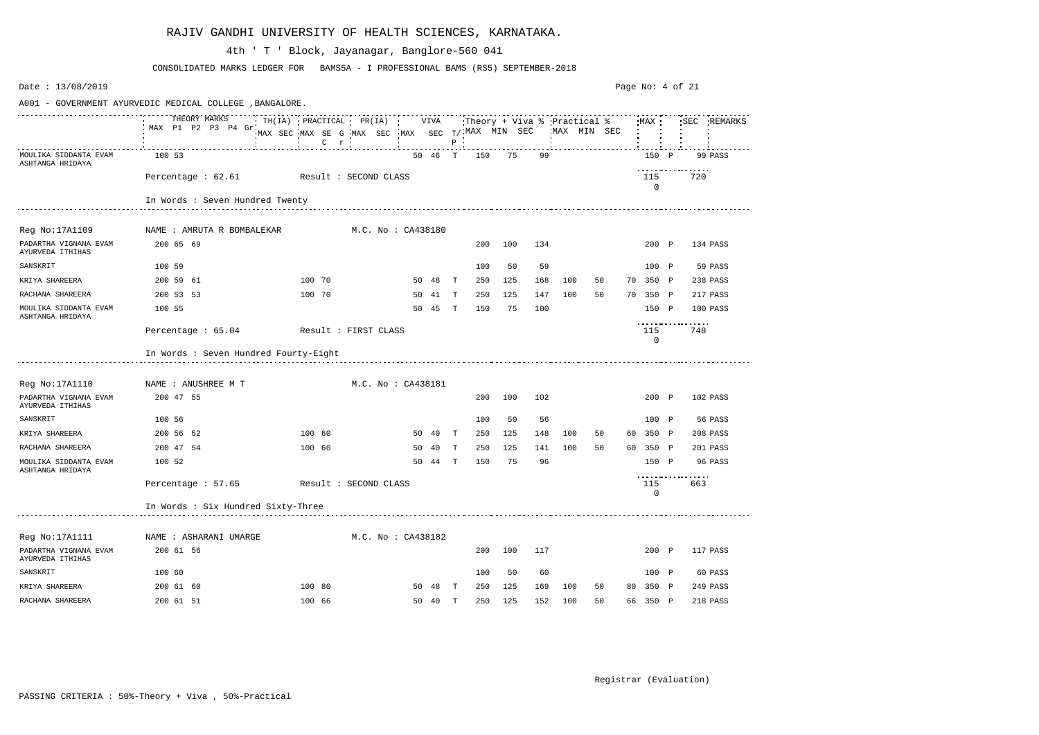# RAJIV GANDHI UNIVERSITY OF HEALTH SCIENCES, KARNATAKA.

4th ' T ' Block, Jayanagar, Banglore-560 041

CONSOLIDATED MARKS LEDGER FOR BAMS5A - I PROFESSIONAL BAMS (RS5) SEPTEMBER-2018

Date : 13/08/2019

A001 - GOVERNMENT AYURVEDIC MEDICAL COLLEGE ,BANGALORE.

| | THEORY MARKS MAX | P1 | P2 | P3 | P4 | Gr | TH(IA) MAX | TH(IA) SEC | PRACTICAL MAX | PRACTICAL SEC | G | C r | PR(IA) MAX | PR(IA) SEC | VIVA MAX | VIVA SEC | T/P | Theory + Viva % MAX | MIN | SEC | Practical % MAX | MIN | SEC | MAX | | SEC | REMARKS |
|---|---|---|---|---|---|---|---|---|---|---|---|---|---|---|---|---|---|---|---|---|---|---|---|---|---|---|---|
| MOULIKA SIDDANTA EVAM ASHTANGA HRIDAYA | 100 | 53 | | | | | | | | | | | | | 50 | 46 | T | 150 | 75 | 99 | | | | 150 | P | 99 | PASS |
| Percentage : 62.61 | Result : SECOND CLASS | | | | | | | | | | | | | | | | | | | | | | | 1150 | | 720 | |
| In Words : Seven Hundred Twenty | | | | | | | | | | | | | | | | | | | | | | | | | | | |
| **Reg No:17A1109** | NAME : AMRUTA R BOMBALEKAR | | | | | | | | M.C. No : CA438180 | | | | | | | | | | | | | | | | | | |
| PADARTHA VIGNANA EVAM AYURVEDA ITHIHAS | 200 | 65 | 69 | | | | | | | | | | | | | | | 200 | 100 | 134 | | | | 200 | P | 134 | PASS |
| SANSKRIT | 100 | 59 | | | | | | | | | | | | | | | | 100 | 50 | 59 | | | | 100 | P | 59 | PASS |
| KRIYA SHAREERA | 200 | 59 | 61 | | | | | | 100 | 70 | | | | | 50 | 48 | T | 250 | 125 | 168 | 100 | 50 | 70 | 350 | P | 238 | PASS |
| RACHANA SHAREERA | 200 | 53 | 53 | | | | | | 100 | 70 | | | | | 50 | 41 | T | 250 | 125 | 147 | 100 | 50 | 70 | 350 | P | 217 | PASS |
| MOULIKA SIDDANTA EVAM ASHTANGA HRIDAYA | 100 | 55 | | | | | | | | | | | | | 50 | 45 | T | 150 | 75 | 100 | | | | 150 | P | 100 | PASS |
| Percentage : 65.04 | Result : FIRST CLASS | | | | | | | | | | | | | | | | | | | | | | | 1150 | | 748 | |
| In Words : Seven Hundred Fourty-Eight | | | | | | | | | | | | | | | | | | | | | | | | | | | |
| **Reg No:17A1110** | NAME : ANUSHREE M T | | | | | | | | M.C. No : CA438181 | | | | | | | | | | | | | | | | | | |
| PADARTHA VIGNANA EVAM AYURVEDA ITHIHAS | 200 | 47 | 55 | | | | | | | | | | | | | | | 200 | 100 | 102 | | | | 200 | P | 102 | PASS |
| SANSKRIT | 100 | 56 | | | | | | | | | | | | | | | | 100 | 50 | 56 | | | | 100 | P | 56 | PASS |
| KRIYA SHAREERA | 200 | 56 | 52 | | | | | | 100 | 60 | | | | | 50 | 40 | T | 250 | 125 | 148 | 100 | 50 | 60 | 350 | P | 208 | PASS |
| RACHANA SHAREERA | 200 | 47 | 54 | | | | | | 100 | 60 | | | | | 50 | 40 | T | 250 | 125 | 141 | 100 | 50 | 60 | 350 | P | 201 | PASS |
| MOULIKA SIDDANTA EVAM ASHTANGA HRIDAYA | 100 | 52 | | | | | | | | | | | | | 50 | 44 | T | 150 | 75 | 96 | | | | 150 | P | 96 | PASS |
| Percentage : 57.65 | Result : SECOND CLASS | | | | | | | | | | | | | | | | | | | | | | | 1150 | | 663 | |
| In Words : Six Hundred Sixty-Three | | | | | | | | | | | | | | | | | | | | | | | | | | | |
| **Reg No:17A1111** | NAME : ASHARANI UMARGE | | | | | | | | M.C. No : CA438182 | | | | | | | | | | | | | | | | | | |
| PADARTHA VIGNANA EVAM AYURVEDA ITHIHAS | 200 | 61 | 56 | | | | | | | | | | | | | | | 200 | 100 | 117 | | | | 200 | P | 117 | PASS |
| SANSKRIT | 100 | 60 | | | | | | | | | | | | | | | | 100 | 50 | 60 | | | | 100 | P | 60 | PASS |
| KRIYA SHAREERA | 200 | 61 | 60 | | | | | | 100 | 80 | | | | | 50 | 48 | T | 250 | 125 | 169 | 100 | 50 | 80 | 350 | P | 249 | PASS |
| RACHANA SHAREERA | 200 | 61 | 51 | | | | | | 100 | 66 | | | | | 50 | 40 | T | 250 | 125 | 152 | 100 | 50 | 66 | 350 | P | 218 | PASS |

Registrar (Evaluation)

PASSING CRITERIA : 50%-Theory + Viva , 50%-Practical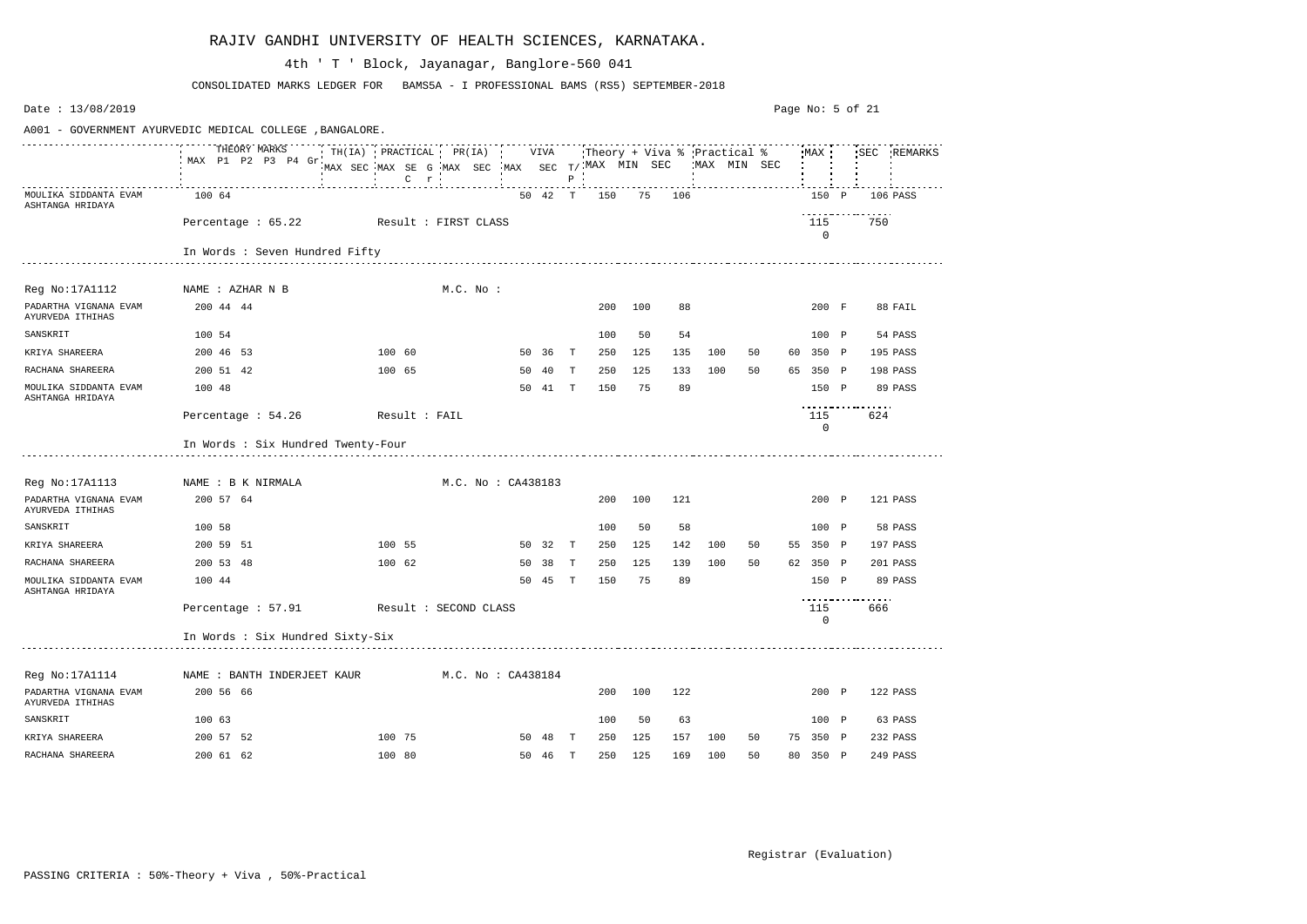# RAJIV GANDHI UNIVERSITY OF HEALTH SCIENCES, KARNATAKA.

4th ' T ' Block, Jayanagar, Banglore-560 041

CONSOLIDATED MARKS LEDGER FOR BAMS5A - I PROFESSIONAL BAMS (RS5) SEPTEMBER-2018

Date : 13/08/2019

A001 - GOVERNMENT AYURVEDIC MEDICAL COLLEGE ,BANGALORE.

| Subject | THEORY MARKS MAX | P1 | P2 | PRACTICAL MAX | PRACTICAL SEC | VIVA MAX | VIVA SEC | T/P | Theory + Viva % MAX | MIN | SEC | Practical % MAX | MIN | SEC | MAX | | SEC | REMARKS |
|---|---|---|---|---|---|---|---|---|---|---|---|---|---|---|---|---|---|---|
| MOULIKA SIDDANTA EVAM ASHTANGA HRIDAYA | 100 | 64 | | | | 50 | 42 | T | 150 | 75 | 106 | | | | 150 | P | 106 | PASS |

Percentage : 65.22 Result : FIRST CLASS — 115 0 — 750

In Words : Seven Hundred Fifty

---

Reg No:17A1112 NAME : AZHAR N B M.C. No :

| Subject | THEORY MARKS MAX | P1 | P2 | PRACTICAL MAX | PRACTICAL SEC | VIVA MAX | VIVA SEC | T/P | Theory + Viva % MAX | MIN | SEC | Practical % MAX | MIN | SEC | MAX | | SEC | REMARKS |
|---|---|---|---|---|---|---|---|---|---|---|---|---|---|---|---|---|---|---|
| PADARTHA VIGNANA EVAM AYURVEDA ITHIHAS | 200 | 44 | 44 | | | | | | 200 | 100 | 88 | | | | 200 | F | 88 | FAIL |
| SANSKRIT | 100 | 54 | | | | | | | 100 | 50 | 54 | | | | 100 | P | 54 | PASS |
| KRIYA SHAREERA | 200 | 46 | 53 | 100 | 60 | 50 | 36 | T | 250 | 125 | 135 | 100 | 50 | 60 | 350 | P | 195 | PASS |
| RACHANA SHAREERA | 200 | 51 | 42 | 100 | 65 | 50 | 40 | T | 250 | 125 | 133 | 100 | 50 | 65 | 350 | P | 198 | PASS |
| MOULIKA SIDDANTA EVAM ASHTANGA HRIDAYA | 100 | 48 | | | | 50 | 41 | T | 150 | 75 | 89 | | | | 150 | P | 89 | PASS |

Percentage : 54.26 Result : FAIL — 115 0 — 624

In Words : Six Hundred Twenty-Four

---

Reg No:17A1113 NAME : B K NIRMALA M.C. No : CA438183

| Subject | THEORY MARKS MAX | P1 | P2 | PRACTICAL MAX | PRACTICAL SEC | VIVA MAX | VIVA SEC | T/P | Theory + Viva % MAX | MIN | SEC | Practical % MAX | MIN | SEC | MAX | | SEC | REMARKS |
|---|---|---|---|---|---|---|---|---|---|---|---|---|---|---|---|---|---|---|
| PADARTHA VIGNANA EVAM AYURVEDA ITHIHAS | 200 | 57 | 64 | | | | | | 200 | 100 | 121 | | | | 200 | P | 121 | PASS |
| SANSKRIT | 100 | 58 | | | | | | | 100 | 50 | 58 | | | | 100 | P | 58 | PASS |
| KRIYA SHAREERA | 200 | 59 | 51 | 100 | 55 | 50 | 32 | T | 250 | 125 | 142 | 100 | 50 | 55 | 350 | P | 197 | PASS |
| RACHANA SHAREERA | 200 | 53 | 48 | 100 | 62 | 50 | 38 | T | 250 | 125 | 139 | 100 | 50 | 62 | 350 | P | 201 | PASS |
| MOULIKA SIDDANTA EVAM ASHTANGA HRIDAYA | 100 | 44 | | | | 50 | 45 | T | 150 | 75 | 89 | | | | 150 | P | 89 | PASS |

Percentage : 57.91 Result : SECOND CLASS — 115 0 — 666

In Words : Six Hundred Sixty-Six

---

Reg No:17A1114 NAME : BANTH INDERJEET KAUR M.C. No : CA438184

| Subject | THEORY MARKS MAX | P1 | P2 | PRACTICAL MAX | PRACTICAL SEC | VIVA MAX | VIVA SEC | T/P | Theory + Viva % MAX | MIN | SEC | Practical % MAX | MIN | SEC | MAX | | SEC | REMARKS |
|---|---|---|---|---|---|---|---|---|---|---|---|---|---|---|---|---|---|---|
| PADARTHA VIGNANA EVAM AYURVEDA ITHIHAS | 200 | 56 | 66 | | | | | | 200 | 100 | 122 | | | | 200 | P | 122 | PASS |
| SANSKRIT | 100 | 63 | | | | | | | 100 | 50 | 63 | | | | 100 | P | 63 | PASS |
| KRIYA SHAREERA | 200 | 57 | 52 | 100 | 75 | 50 | 48 | T | 250 | 125 | 157 | 100 | 50 | 75 | 350 | P | 232 | PASS |
| RACHANA SHAREERA | 200 | 61 | 62 | 100 | 80 | 50 | 46 | T | 250 | 125 | 169 | 100 | 50 | 80 | 350 | P | 249 | PASS |

Registrar (Evaluation)

PASSING CRITERIA : 50%-Theory + Viva , 50%-Practical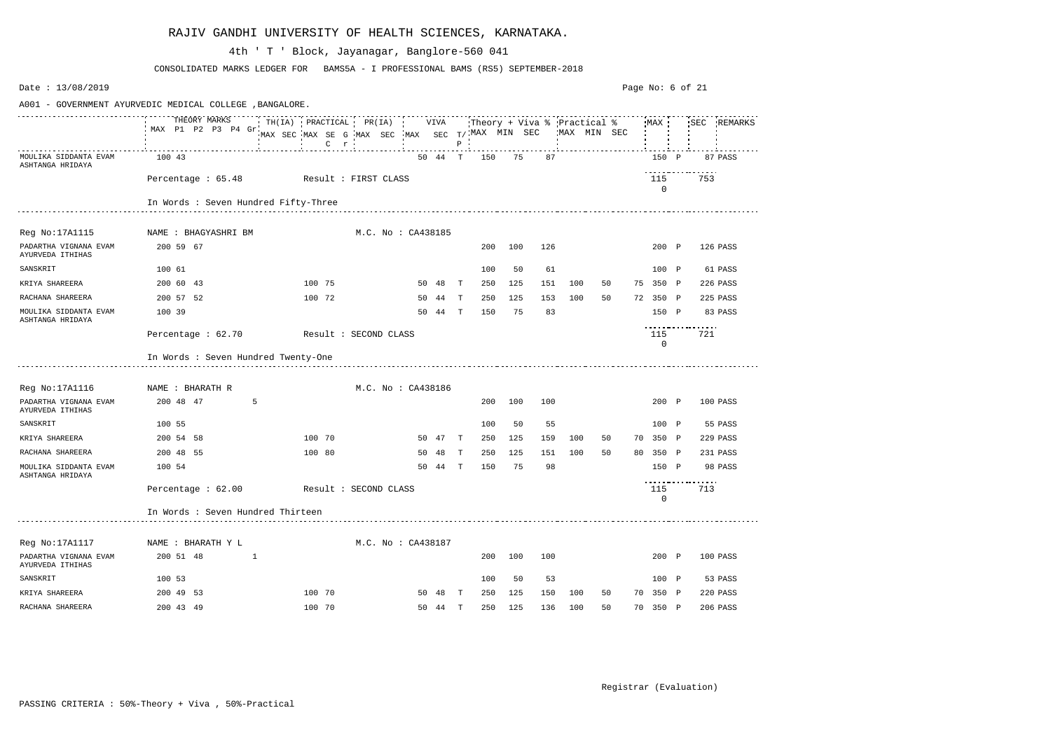# RAJIV GANDHI UNIVERSITY OF HEALTH SCIENCES, KARNATAKA.

4th ' T ' Block, Jayanagar, Banglore-560 041

CONSOLIDATED MARKS LEDGER FOR BAMS5A - I PROFESSIONAL BAMS (RS5) SEPTEMBER-2018

Date : 13/08/2019

A001 - GOVERNMENT AYURVEDIC MEDICAL COLLEGE ,BANGALORE.

| | THEORY MARKS | | | | | | TH(IA) | | PRACTICAL | | | | PR(IA) | | VIVA | | | Theory + Viva % | | | Practical % | | | MAX | | SEC | REMARKS |
|---|---|---|---|---|---|---|---|---|---|---|---|---|---|---|---|---|---|---|---|---|---|---|---|---|---|---|---|
| | MAX | P1 | P2 | P3 | P4 | Gr | MAX | SEC | MAX | SEC | G C | r | MAX | SEC | MAX | SEC | T/P | MAX | MIN | SEC | MAX | MIN | SEC | | | | |
| MOULIKA SIDDANTA EVAM ASHTANGA HRIDAYA | 100 | 43 | | | | | | | | | | | | | 50 | 44 | T | 150 | 75 | 87 | | | | 150 | P | 87 | PASS |

Percentage : 65.48 Result : FIRST CLASS — 1150 — 753

In Words : Seven Hundred Fifty-Three

---

Reg No:17A1115 NAME : BHAGYASHRI BM M.C. No : CA438185

| Subject | MAX | P1 | P2 | P3 | P4 | Gr | TH(IA) MAX | TH(IA) SEC | PR MAX | PR SEC | G C | r | PR(IA) MAX | PR(IA) SEC | VIVA MAX | VIVA SEC | T/P | T+V MAX | T+V MIN | T+V SEC | Pr MAX | Pr MIN | Pr SEC | MAX | | SEC | REMARKS |
|---|---|---|---|---|---|---|---|---|---|---|---|---|---|---|---|---|---|---|---|---|---|---|---|---|---|---|---|
| PADARTHA VIGNANA EVAM AYURVEDA ITHIHAS | 200 | 59 | 67 | | | | | | | | | | | | | | | 200 | 100 | 126 | | | | 200 | P | 126 | PASS |
| SANSKRIT | 100 | 61 | | | | | | | | | | | | | | | | 100 | 50 | 61 | | | | 100 | P | 61 | PASS |
| KRIYA SHAREERA | 200 | 60 | 43 | | | | | | 100 | 75 | | | | | 50 | 48 | T | 250 | 125 | 151 | 100 | 50 | 75 | 350 | P | 226 | PASS |
| RACHANA SHAREERA | 200 | 57 | 52 | | | | | | 100 | 72 | | | | | 50 | 44 | T | 250 | 125 | 153 | 100 | 50 | 72 | 350 | P | 225 | PASS |
| MOULIKA SIDDANTA EVAM ASHTANGA HRIDAYA | 100 | 39 | | | | | | | | | | | | | 50 | 44 | T | 150 | 75 | 83 | | | | 150 | P | 83 | PASS |

Percentage : 62.70 Result : SECOND CLASS — 1150 — 721

In Words : Seven Hundred Twenty-One

---

Reg No:17A1116 NAME : BHARATH R M.C. No : CA438186

| Subject | MAX | P1 | P2 | P3 | P4 | Gr | TH(IA) MAX | TH(IA) SEC | PR MAX | PR SEC | G C | r | PR(IA) MAX | PR(IA) SEC | VIVA MAX | VIVA SEC | T/P | T+V MAX | T+V MIN | T+V SEC | Pr MAX | Pr MIN | Pr SEC | MAX | | SEC | REMARKS |
|---|---|---|---|---|---|---|---|---|---|---|---|---|---|---|---|---|---|---|---|---|---|---|---|---|---|---|---|
| PADARTHA VIGNANA EVAM AYURVEDA ITHIHAS | 200 | 48 | 47 | | | 5 | | | | | | | | | | | | 200 | 100 | 100 | | | | 200 | P | 100 | PASS |
| SANSKRIT | 100 | 55 | | | | | | | | | | | | | | | | 100 | 50 | 55 | | | | 100 | P | 55 | PASS |
| KRIYA SHAREERA | 200 | 54 | 58 | | | | | | 100 | 70 | | | | | 50 | 47 | T | 250 | 125 | 159 | 100 | 50 | 70 | 350 | P | 229 | PASS |
| RACHANA SHAREERA | 200 | 48 | 55 | | | | | | 100 | 80 | | | | | 50 | 48 | T | 250 | 125 | 151 | 100 | 50 | 80 | 350 | P | 231 | PASS |
| MOULIKA SIDDANTA EVAM ASHTANGA HRIDAYA | 100 | 54 | | | | | | | | | | | | | 50 | 44 | T | 150 | 75 | 98 | | | | 150 | P | 98 | PASS |

Percentage : 62.00 Result : SECOND CLASS — 1150 — 713

In Words : Seven Hundred Thirteen

---

Reg No:17A1117 NAME : BHARATH Y L M.C. No : CA438187

| Subject | MAX | P1 | P2 | P3 | P4 | Gr | TH(IA) MAX | TH(IA) SEC | PR MAX | PR SEC | G C | r | PR(IA) MAX | PR(IA) SEC | VIVA MAX | VIVA SEC | T/P | T+V MAX | T+V MIN | T+V SEC | Pr MAX | Pr MIN | Pr SEC | MAX | | SEC | REMARKS |
|---|---|---|---|---|---|---|---|---|---|---|---|---|---|---|---|---|---|---|---|---|---|---|---|---|---|---|---|
| PADARTHA VIGNANA EVAM AYURVEDA ITHIHAS | 200 | 51 | 48 | | | 1 | | | | | | | | | | | | 200 | 100 | 100 | | | | 200 | P | 100 | PASS |
| SANSKRIT | 100 | 53 | | | | | | | | | | | | | | | | 100 | 50 | 53 | | | | 100 | P | 53 | PASS |
| KRIYA SHAREERA | 200 | 49 | 53 | | | | | | 100 | 70 | | | | | 50 | 48 | T | 250 | 125 | 150 | 100 | 50 | 70 | 350 | P | 220 | PASS |
| RACHANA SHAREERA | 200 | 43 | 49 | | | | | | 100 | 70 | | | | | 50 | 44 | T | 250 | 125 | 136 | 100 | 50 | 70 | 350 | P | 206 | PASS |

Registrar (Evaluation)

PASSING CRITERIA : 50%-Theory + Viva , 50%-Practical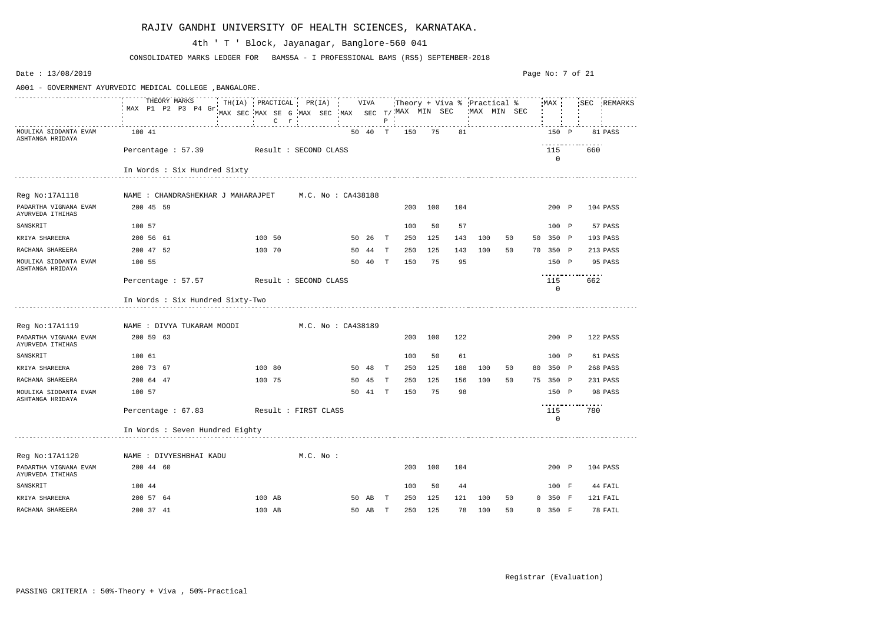# RAJIV GANDHI UNIVERSITY OF HEALTH SCIENCES, KARNATAKA.

4th ' T ' Block, Jayanagar, Banglore-560 041

CONSOLIDATED MARKS LEDGER FOR BAMS5A - I PROFESSIONAL BAMS (RS5) SEPTEMBER-2018

Date : 13/08/2019

A001 - GOVERNMENT AYURVEDIC MEDICAL COLLEGE ,BANGALORE.

| | THEORY MARKS MAX P1 P2 P3 P4 Gr | TH(IA) MAX SEC | PRACTICAL MAX SEC G C r | PR(IA) MAX SEC | VIVA MAX SEC | T/P | Theory + Viva % MAX | MIN | SEC | Practical % MAX | MIN | SEC | MAX | | SEC | REMARKS |
|---|---|---|---|---|---|---|---|---|---|---|---|---|---|---|---|---|
| MOULIKA SIDDANTA EVAM ASHTANGA HRIDAYA | 100 41 | | | | 50 40 | T | 150 | 75 | 81 | | | | 150 | P | 81 | PASS |
| Percentage : 57.39 | Result : SECOND CLASS | | | | | | | | | | | | 1150 | | 660 | |
| In Words : Six Hundred Sixty | | | | | | | | | | | | | | | | |
| **Reg No:17A1118** | **NAME : CHANDRASHEKHAR J MAHARAJPET** | | **M.C. No : CA438188** | | | | | | | | | | | | | |
| PADARTHA VIGNANA EVAM AYURVEDA ITHIHAS | 200 45 59 | | | | | | 200 | 100 | 104 | | | | 200 | P | 104 | PASS |
| SANSKRIT | 100 57 | | | | | | 100 | 50 | 57 | | | | 100 | P | 57 | PASS |
| KRIYA SHAREERA | 200 56 61 | | 100 50 | | 50 26 | T | 250 | 125 | 143 | 100 | 50 | 50 | 350 | P | 193 | PASS |
| RACHANA SHAREERA | 200 47 52 | | 100 70 | | 50 44 | T | 250 | 125 | 143 | 100 | 50 | 70 | 350 | P | 213 | PASS |
| MOULIKA SIDDANTA EVAM ASHTANGA HRIDAYA | 100 55 | | | | 50 40 | T | 150 | 75 | 95 | | | | 150 | P | 95 | PASS |
| Percentage : 57.57 | Result : SECOND CLASS | | | | | | | | | | | | 1150 | | 662 | |
| In Words : Six Hundred Sixty-Two | | | | | | | | | | | | | | | | |
| **Reg No:17A1119** | **NAME : DIVYA TUKARAM MOODI** | | **M.C. No : CA438189** | | | | | | | | | | | | | |
| PADARTHA VIGNANA EVAM AYURVEDA ITHIHAS | 200 59 63 | | | | | | 200 | 100 | 122 | | | | 200 | P | 122 | PASS |
| SANSKRIT | 100 61 | | | | | | 100 | 50 | 61 | | | | 100 | P | 61 | PASS |
| KRIYA SHAREERA | 200 73 67 | | 100 80 | | 50 48 | T | 250 | 125 | 188 | 100 | 50 | 80 | 350 | P | 268 | PASS |
| RACHANA SHAREERA | 200 64 47 | | 100 75 | | 50 45 | T | 250 | 125 | 156 | 100 | 50 | 75 | 350 | P | 231 | PASS |
| MOULIKA SIDDANTA EVAM ASHTANGA HRIDAYA | 100 57 | | | | 50 41 | T | 150 | 75 | 98 | | | | 150 | P | 98 | PASS |
| Percentage : 67.83 | Result : FIRST CLASS | | | | | | | | | | | | 1150 | | 780 | |
| In Words : Seven Hundred Eighty | | | | | | | | | | | | | | | | |
| **Reg No:17A1120** | **NAME : DIVYESHBHAI KADU** | | **M.C. No :** | | | | | | | | | | | | | |
| PADARTHA VIGNANA EVAM AYURVEDA ITHIHAS | 200 44 60 | | | | | | 200 | 100 | 104 | | | | 200 | P | 104 | PASS |
| SANSKRIT | 100 44 | | | | | | 100 | 50 | 44 | | | | 100 | F | 44 | FAIL |
| KRIYA SHAREERA | 200 57 64 | | 100 AB | | 50 AB | T | 250 | 125 | 121 | 100 | 50 | 0 | 350 | F | 121 | FAIL |
| RACHANA SHAREERA | 200 37 41 | | 100 AB | | 50 AB | T | 250 | 125 | 78 | 100 | 50 | 0 | 350 | F | 78 | FAIL |

Registrar (Evaluation)

PASSING CRITERIA : 50%-Theory + Viva , 50%-Practical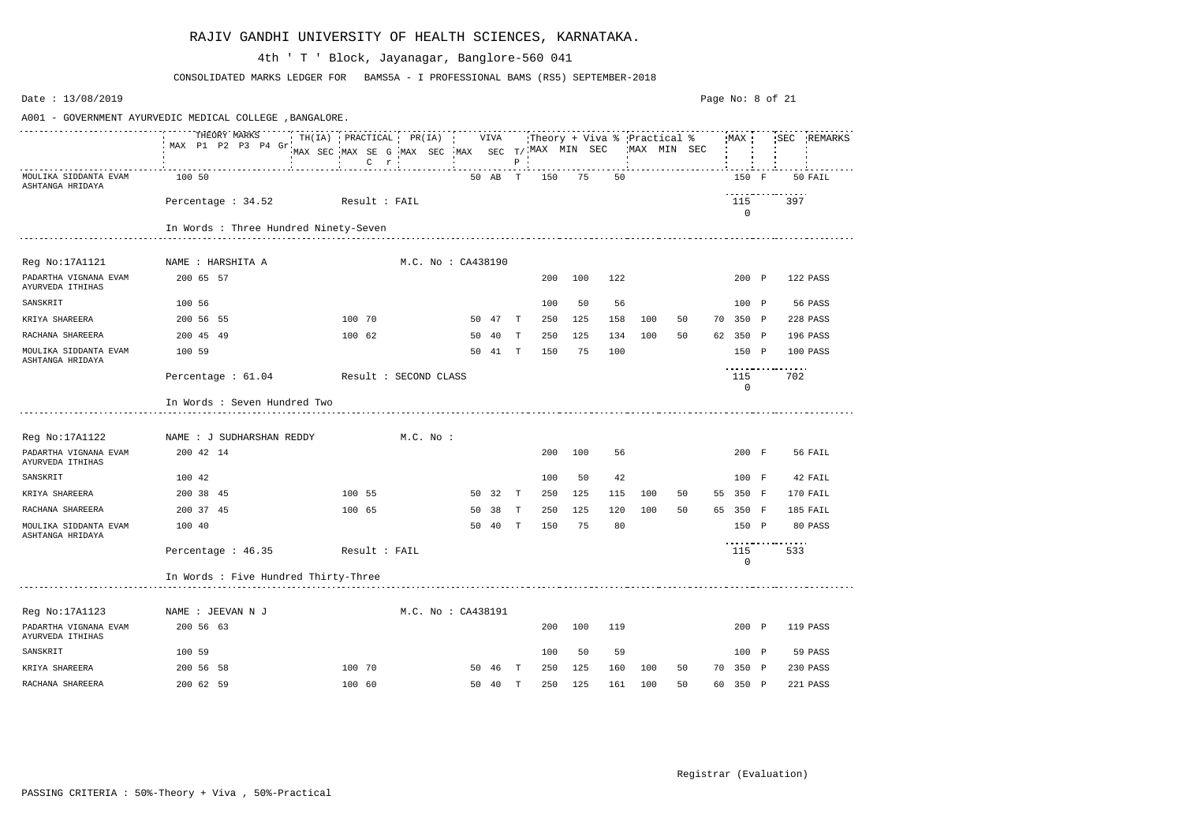# RAJIV GANDHI UNIVERSITY OF HEALTH SCIENCES, KARNATAKA.

4th ' T ' Block, Jayanagar, Banglore-560 041

CONSOLIDATED MARKS LEDGER FOR BAMS5A - I PROFESSIONAL BAMS (RS5) SEPTEMBER-2018

Date : 13/08/2019

A001 - GOVERNMENT AYURVEDIC MEDICAL COLLEGE ,BANGALORE.

| | THEORY MARKS MAX P1 P2 P3 P4 Gr | TH(IA) MAX SEC | PRACTICAL MAX SEC G C r | PR(IA) MAX SEC | VIVA MAX SEC T/P | Theory + Viva % MAX MIN SEC | | | Practical % MAX MIN SEC | | | MAX | | SEC | REMARKS |
|---|---|---|---|---|---|---|---|---|---|---|---|---|---|---|---|
| MOULIKA SIDDANTA EVAM ASHTANGA HRIDAYA | 100 50 | | | | 50 AB T | 150 | 75 | 50 | | | | 150 | F | 50 | FAIL |
| Percentage : 34.52 | Result : FAIL | | | | | | | | | | | 115 0 | | 397 | |
| In Words : Three Hundred Ninety-Seven | | | | | | | | | | | | | | | |
| **Reg No:17A1121** | **NAME : HARSHITA A** | | | **M.C. No : CA438190** | | | | | | | | | | | |
| PADARTHA VIGNANA EVAM AYURVEDA ITHIHAS | 200 65 57 | | | | | 200 | 100 | 122 | | | | 200 | P | 122 | PASS |
| SANSKRIT | 100 56 | | | | | 100 | 50 | 56 | | | | 100 | P | 56 | PASS |
| KRIYA SHAREERA | 200 56 55 | | 100 70 | | 50 47 T | 250 | 125 | 158 | 100 | 50 | 70 | 350 | P | 228 | PASS |
| RACHANA SHAREERA | 200 45 49 | | 100 62 | | 50 40 T | 250 | 125 | 134 | 100 | 50 | 62 | 350 | P | 196 | PASS |
| MOULIKA SIDDANTA EVAM ASHTANGA HRIDAYA | 100 59 | | | | 50 41 T | 150 | 75 | 100 | | | | 150 | P | 100 | PASS |
| Percentage : 61.04 | Result : SECOND CLASS | | | | | | | | | | | 115 0 | | 702 | |
| In Words : Seven Hundred Two | | | | | | | | | | | | | | | |
| **Reg No:17A1122** | **NAME : J SUDHARSHAN REDDY** | | | **M.C. No :** | | | | | | | | | | | |
| PADARTHA VIGNANA EVAM AYURVEDA ITHIHAS | 200 42 14 | | | | | 200 | 100 | 56 | | | | 200 | F | 56 | FAIL |
| SANSKRIT | 100 42 | | | | | 100 | 50 | 42 | | | | 100 | F | 42 | FAIL |
| KRIYA SHAREERA | 200 38 45 | | 100 55 | | 50 32 T | 250 | 125 | 115 | 100 | 50 | 55 | 350 | F | 170 | FAIL |
| RACHANA SHAREERA | 200 37 45 | | 100 65 | | 50 38 T | 250 | 125 | 120 | 100 | 50 | 65 | 350 | F | 185 | FAIL |
| MOULIKA SIDDANTA EVAM ASHTANGA HRIDAYA | 100 40 | | | | 50 40 T | 150 | 75 | 80 | | | | 150 | P | 80 | PASS |
| Percentage : 46.35 | Result : FAIL | | | | | | | | | | | 115 0 | | 533 | |
| In Words : Five Hundred Thirty-Three | | | | | | | | | | | | | | | |
| **Reg No:17A1123** | **NAME : JEEVAN N J** | | | **M.C. No : CA438191** | | | | | | | | | | | |
| PADARTHA VIGNANA EVAM AYURVEDA ITHIHAS | 200 56 63 | | | | | 200 | 100 | 119 | | | | 200 | P | 119 | PASS |
| SANSKRIT | 100 59 | | | | | 100 | 50 | 59 | | | | 100 | P | 59 | PASS |
| KRIYA SHAREERA | 200 56 58 | | 100 70 | | 50 46 T | 250 | 125 | 160 | 100 | 50 | 70 | 350 | P | 230 | PASS |
| RACHANA SHAREERA | 200 62 59 | | 100 60 | | 50 40 T | 250 | 125 | 161 | 100 | 50 | 60 | 350 | P | 221 | PASS |

Registrar (Evaluation)

PASSING CRITERIA : 50%-Theory + Viva , 50%-Practical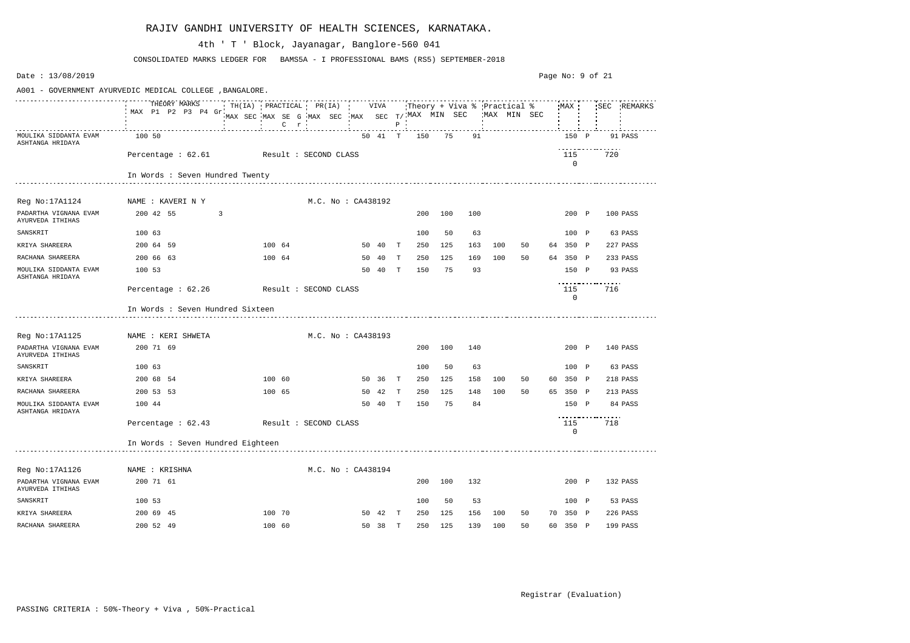# RAJIV GANDHI UNIVERSITY OF HEALTH SCIENCES, KARNATAKA.

4th ' T ' Block, Jayanagar, Banglore-560 041

CONSOLIDATED MARKS LEDGER FOR BAMS5A - I PROFESSIONAL BAMS (RS5) SEPTEMBER-2018

Date : 13/08/2019

A001 - GOVERNMENT AYURVEDIC MEDICAL COLLEGE ,BANGALORE.

| Subject | THEORY MARKS MAX | P1 | P2 | P3 | P4 | Gr | TH(IA) MAX | TH(IA) SEC | PRACTICAL MAX | PRACTICAL SEC | G C | r | PR(IA) MAX | PR(IA) SEC | VIVA MAX | VIVA SEC | T/P | Theory + Viva % MAX | MIN | SEC | Practical % MAX | MIN | SEC | MAX | | SEC | REMARKS |
|---|---|---|---|---|---|---|---|---|---|---|---|---|---|---|---|---|---|---|---|---|---|---|---|---|---|---|---|
| MOULIKA SIDDANTA EVAM ASHTANGA HRIDAYA | 100 | 50 | | | | | | | | | | | | | 50 | 41 | T | 150 | 75 | 91 | | | | 150 | P | 91 | PASS |

Percentage : 62.61 Result : SECOND CLASS 1150 720

In Words : Seven Hundred Twenty

---

Reg No:17A1124 NAME : KAVERI N Y M.C. No : CA438192

| Subject | THEORY MARKS MAX | P1 | P2 | P3 | P4 | Gr | TH(IA) MAX | TH(IA) SEC | PRACTICAL MAX | PRACTICAL SEC | G C | r | PR(IA) MAX | PR(IA) SEC | VIVA MAX | VIVA SEC | T/P | Theory + Viva % MAX | MIN | SEC | Practical % MAX | MIN | SEC | MAX | | SEC | REMARKS |
|---|---|---|---|---|---|---|---|---|---|---|---|---|---|---|---|---|---|---|---|---|---|---|---|---|---|---|---|
| PADARTHA VIGNANA EVAM AYURVEDA ITHIHAS | 200 | 42 | 55 | | | 3 | | | | | | | | | | | | 200 | 100 | 100 | | | | 200 | P | 100 | PASS |
| SANSKRIT | 100 | 63 | | | | | | | | | | | | | | | | 100 | 50 | 63 | | | | 100 | P | 63 | PASS |
| KRIYA SHAREERA | 200 | 64 | 59 | | | | | | 100 | 64 | | | | | 50 | 40 | T | 250 | 125 | 163 | 100 | 50 | 64 | 350 | P | 227 | PASS |
| RACHANA SHAREERA | 200 | 66 | 63 | | | | | | 100 | 64 | | | | | 50 | 40 | T | 250 | 125 | 169 | 100 | 50 | 64 | 350 | P | 233 | PASS |
| MOULIKA SIDDANTA EVAM ASHTANGA HRIDAYA | 100 | 53 | | | | | | | | | | | | | 50 | 40 | T | 150 | 75 | 93 | | | | 150 | P | 93 | PASS |

Percentage : 62.26 Result : SECOND CLASS 1150 716

In Words : Seven Hundred Sixteen

---

Reg No:17A1125 NAME : KERI SHWETA M.C. No : CA438193

| Subject | THEORY MARKS MAX | P1 | P2 | P3 | P4 | Gr | TH(IA) MAX | TH(IA) SEC | PRACTICAL MAX | PRACTICAL SEC | G C | r | PR(IA) MAX | PR(IA) SEC | VIVA MAX | VIVA SEC | T/P | Theory + Viva % MAX | MIN | SEC | Practical % MAX | MIN | SEC | MAX | | SEC | REMARKS |
|---|---|---|---|---|---|---|---|---|---|---|---|---|---|---|---|---|---|---|---|---|---|---|---|---|---|---|---|
| PADARTHA VIGNANA EVAM AYURVEDA ITHIHAS | 200 | 71 | 69 | | | | | | | | | | | | | | | 200 | 100 | 140 | | | | 200 | P | 140 | PASS |
| SANSKRIT | 100 | 63 | | | | | | | | | | | | | | | | 100 | 50 | 63 | | | | 100 | P | 63 | PASS |
| KRIYA SHAREERA | 200 | 68 | 54 | | | | | | 100 | 60 | | | | | 50 | 36 | T | 250 | 125 | 158 | 100 | 50 | 60 | 350 | P | 218 | PASS |
| RACHANA SHAREERA | 200 | 53 | 53 | | | | | | 100 | 65 | | | | | 50 | 42 | T | 250 | 125 | 148 | 100 | 50 | 65 | 350 | P | 213 | PASS |
| MOULIKA SIDDANTA EVAM ASHTANGA HRIDAYA | 100 | 44 | | | | | | | | | | | | | 50 | 40 | T | 150 | 75 | 84 | | | | 150 | P | 84 | PASS |

Percentage : 62.43 Result : SECOND CLASS 1150 718

In Words : Seven Hundred Eighteen

---

Reg No:17A1126 NAME : KRISHNA M.C. No : CA438194

| Subject | THEORY MARKS MAX | P1 | P2 | P3 | P4 | Gr | TH(IA) MAX | TH(IA) SEC | PRACTICAL MAX | PRACTICAL SEC | G C | r | PR(IA) MAX | PR(IA) SEC | VIVA MAX | VIVA SEC | T/P | Theory + Viva % MAX | MIN | SEC | Practical % MAX | MIN | SEC | MAX | | SEC | REMARKS |
|---|---|---|---|---|---|---|---|---|---|---|---|---|---|---|---|---|---|---|---|---|---|---|---|---|---|---|---|
| PADARTHA VIGNANA EVAM AYURVEDA ITHIHAS | 200 | 71 | 61 | | | | | | | | | | | | | | | 200 | 100 | 132 | | | | 200 | P | 132 | PASS |
| SANSKRIT | 100 | 53 | | | | | | | | | | | | | | | | 100 | 50 | 53 | | | | 100 | P | 53 | PASS |
| KRIYA SHAREERA | 200 | 69 | 45 | | | | | | 100 | 70 | | | | | 50 | 42 | T | 250 | 125 | 156 | 100 | 50 | 70 | 350 | P | 226 | PASS |
| RACHANA SHAREERA | 200 | 52 | 49 | | | | | | 100 | 60 | | | | | 50 | 38 | T | 250 | 125 | 139 | 100 | 50 | 60 | 350 | P | 199 | PASS |

Registrar (Evaluation)

PASSING CRITERIA : 50%-Theory + Viva , 50%-Practical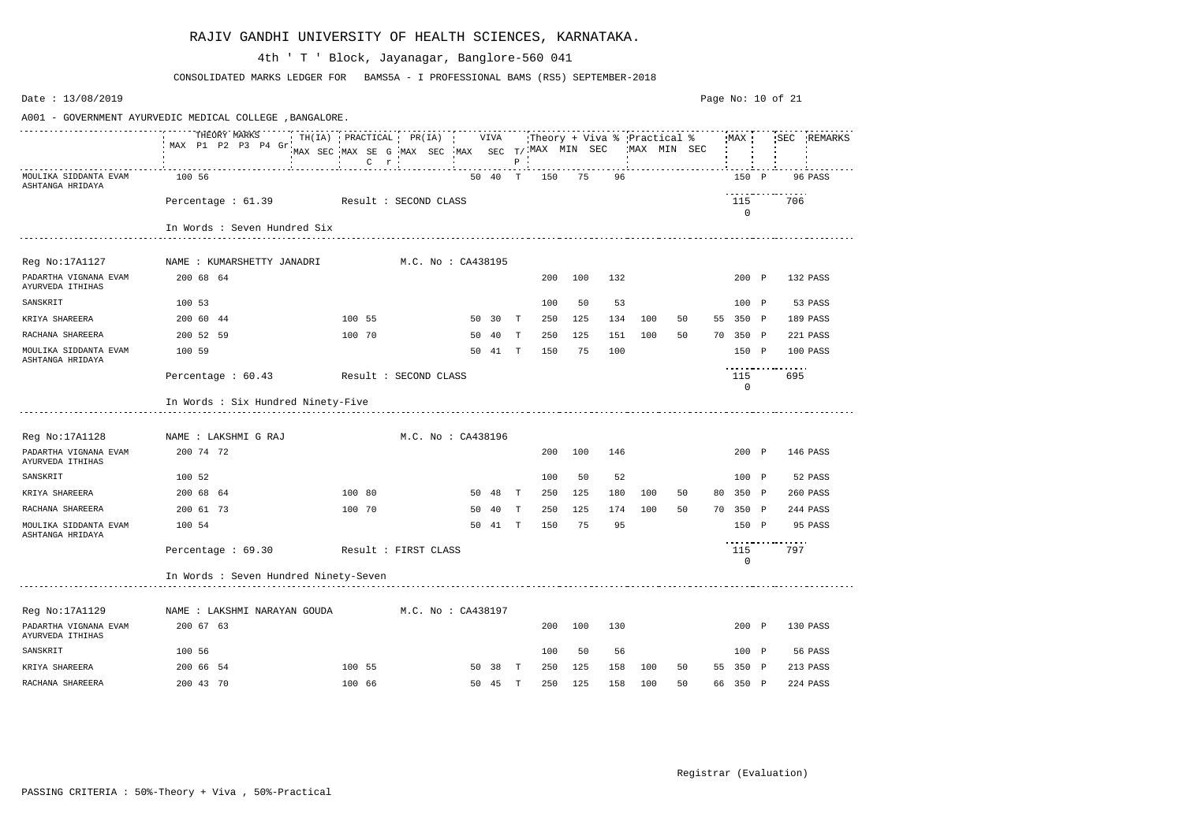# RAJIV GANDHI UNIVERSITY OF HEALTH SCIENCES, KARNATAKA.

4th ' T ' Block, Jayanagar, Banglore-560 041

CONSOLIDATED MARKS LEDGER FOR BAMS5A - I PROFESSIONAL BAMS (RS5) SEPTEMBER-2018

Date : 13/08/2019

A001 - GOVERNMENT AYURVEDIC MEDICAL COLLEGE ,BANGALORE.

| Subject | THEORY MARKS MAX P1 P2 P3 P4 Gr | TH(IA) MAX SEC | PRACTICAL MAX SEC G C r | PR(IA) MAX SEC | VIVA MAX SEC T/P | Theory + Viva % MAX MIN SEC | Practical % MAX MIN SEC | MAX | SEC | REMARKS |
|---|---|---|---|---|---|---|---|---|---|---|
| MOULIKA SIDDANTA EVAM ASHTANGA HRIDAYA | 100 56 | | | | 50 40 T | 150 75 96 | | 150 P | 96 | PASS |

Percentage : 61.39 Result : SECOND CLASS — 1150 — 706

In Words : Seven Hundred Six

---

Reg No:17A1127 NAME : KUMARSHETTY JANADRI M.C. No : CA438195

| Subject | THEORY MARKS | TH(IA) | PRACTICAL | PR(IA) | VIVA | Theory + Viva % | Practical % | MAX | SEC | REMARKS |
|---|---|---|---|---|---|---|---|---|---|---|
| PADARTHA VIGNANA EVAM AYURVEDA ITHIHAS | 200 68 64 | | | | | 200 100 132 | | 200 P | 132 | PASS |
| SANSKRIT | 100 53 | | | | | 100 50 53 | | 100 P | 53 | PASS |
| KRIYA SHAREERA | 200 60 44 | | 100 55 | | 50 30 T | 250 125 134 | 100 50 55 | 350 P | 189 | PASS |
| RACHANA SHAREERA | 200 52 59 | | 100 70 | | 50 40 T | 250 125 151 | 100 50 70 | 350 P | 221 | PASS |
| MOULIKA SIDDANTA EVAM ASHTANGA HRIDAYA | 100 59 | | | | 50 41 T | 150 75 100 | | 150 P | 100 | PASS |

Percentage : 60.43 Result : SECOND CLASS — 1150 — 695

In Words : Six Hundred Ninety-Five

---

Reg No:17A1128 NAME : LAKSHMI G RAJ M.C. No : CA438196

| Subject | THEORY MARKS | TH(IA) | PRACTICAL | PR(IA) | VIVA | Theory + Viva % | Practical % | MAX | SEC | REMARKS |
|---|---|---|---|---|---|---|---|---|---|---|
| PADARTHA VIGNANA EVAM AYURVEDA ITHIHAS | 200 74 72 | | | | | 200 100 146 | | 200 P | 146 | PASS |
| SANSKRIT | 100 52 | | | | | 100 50 52 | | 100 P | 52 | PASS |
| KRIYA SHAREERA | 200 68 64 | | 100 80 | | 50 48 T | 250 125 180 | 100 50 80 | 350 P | 260 | PASS |
| RACHANA SHAREERA | 200 61 73 | | 100 70 | | 50 40 T | 250 125 174 | 100 50 70 | 350 P | 244 | PASS |
| MOULIKA SIDDANTA EVAM ASHTANGA HRIDAYA | 100 54 | | | | 50 41 T | 150 75 95 | | 150 P | 95 | PASS |

Percentage : 69.30 Result : FIRST CLASS — 1150 — 797

In Words : Seven Hundred Ninety-Seven

---

Reg No:17A1129 NAME : LAKSHMI NARAYAN GOUDA M.C. No : CA438197

| Subject | THEORY MARKS | TH(IA) | PRACTICAL | PR(IA) | VIVA | Theory + Viva % | Practical % | MAX | SEC | REMARKS |
|---|---|---|---|---|---|---|---|---|---|---|
| PADARTHA VIGNANA EVAM AYURVEDA ITHIHAS | 200 67 63 | | | | | 200 100 130 | | 200 P | 130 | PASS |
| SANSKRIT | 100 56 | | | | | 100 50 56 | | 100 P | 56 | PASS |
| KRIYA SHAREERA | 200 66 54 | | 100 55 | | 50 38 T | 250 125 158 | 100 50 55 | 350 P | 213 | PASS |
| RACHANA SHAREERA | 200 43 70 | | 100 66 | | 50 45 T | 250 125 158 | 100 50 66 | 350 P | 224 | PASS |

Registrar (Evaluation)

PASSING CRITERIA : 50%-Theory + Viva , 50%-Practical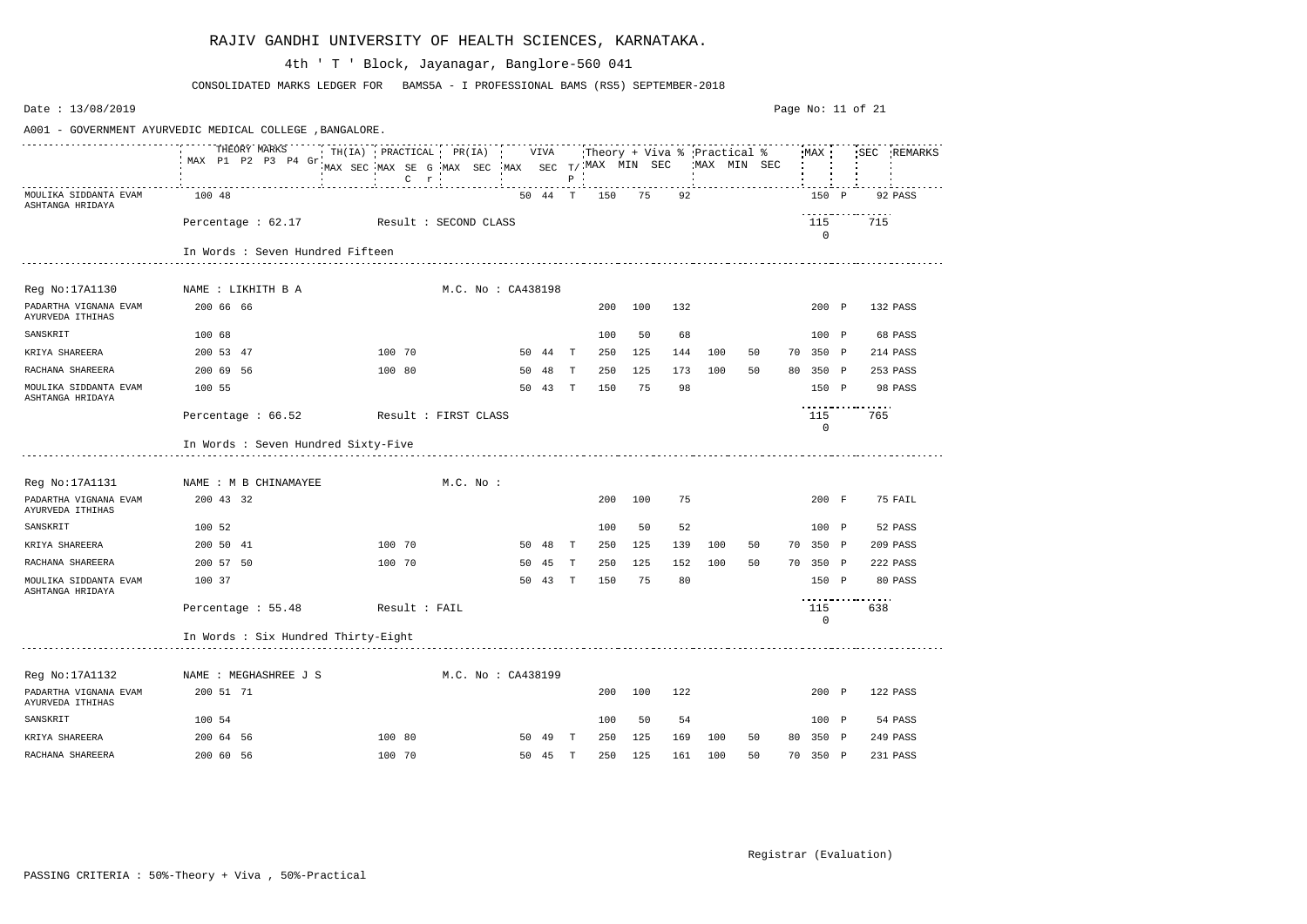# RAJIV GANDHI UNIVERSITY OF HEALTH SCIENCES, KARNATAKA.

4th ' T ' Block, Jayanagar, Banglore-560 041

CONSOLIDATED MARKS LEDGER FOR BAMS5A - I PROFESSIONAL BAMS (RS5) SEPTEMBER-2018

Date : 13/08/2019

A001 - GOVERNMENT AYURVEDIC MEDICAL COLLEGE ,BANGALORE.

| Subject | THEORY MARKS MAX | P1 | P2 | TH(IA) MAX | TH(IA) SEC | PRACTICAL MAX | PRACTICAL SEC | VIVA MAX | VIVA SEC | T/P | Theory + Viva % MAX | MIN | SEC | Practical % MAX | MIN | SEC | MAX | | SEC | REMARKS |
|---|---|---|---|---|---|---|---|---|---|---|---|---|---|---|---|---|---|---|---|---|
| MOULIKA SIDDANTA EVAM ASHTANGA HRIDAYA | 100 | 48 | | | | | | 50 | 44 | T | 150 | 75 | 92 | | | | 150 | P | 92 | PASS |
| Percentage : 62.17 | Result : SECOND CLASS | | | | | | | | | | | | | | | | 1150 | | 715 | |
| In Words : Seven Hundred Fifteen | | | | | | | | | | | | | | | | | | | | |

Reg No:17A1130 NAME : LIKHITH B A M.C. No : CA438198

| Subject | MAX | P1 | P2 | TH(IA) MAX | TH(IA) SEC | PRACTICAL MAX | PRACTICAL SEC | VIVA MAX | VIVA SEC | T/P | Theory + Viva % MAX | MIN | SEC | Practical % MAX | MIN | SEC | MAX | | SEC | REMARKS |
|---|---|---|---|---|---|---|---|---|---|---|---|---|---|---|---|---|---|---|---|---|
| PADARTHA VIGNANA EVAM AYURVEDA ITHIHAS | 200 | 66 | 66 | | | | | | | | 200 | 100 | 132 | | | | 200 | P | 132 | PASS |
| SANSKRIT | 100 | 68 | | | | | | | | | 100 | 50 | 68 | | | | 100 | P | 68 | PASS |
| KRIYA SHAREERA | 200 | 53 | 47 | | | 100 | 70 | 50 | 44 | T | 250 | 125 | 144 | 100 | 50 | 70 | 350 | P | 214 | PASS |
| RACHANA SHAREERA | 200 | 69 | 56 | | | 100 | 80 | 50 | 48 | T | 250 | 125 | 173 | 100 | 50 | 80 | 350 | P | 253 | PASS |
| MOULIKA SIDDANTA EVAM ASHTANGA HRIDAYA | 100 | 55 | | | | | | 50 | 43 | T | 150 | 75 | 98 | | | | 150 | P | 98 | PASS |
| Percentage : 66.52 | Result : FIRST CLASS | | | | | | | | | | | | | | | | 1150 | | 765 | |
| In Words : Seven Hundred Sixty-Five | | | | | | | | | | | | | | | | | | | | |

Reg No:17A1131 NAME : M B CHINAMAYEE M.C. No :

| Subject | MAX | P1 | P2 | TH(IA) MAX | TH(IA) SEC | PRACTICAL MAX | PRACTICAL SEC | VIVA MAX | VIVA SEC | T/P | Theory + Viva % MAX | MIN | SEC | Practical % MAX | MIN | SEC | MAX | | SEC | REMARKS |
|---|---|---|---|---|---|---|---|---|---|---|---|---|---|---|---|---|---|---|---|---|
| PADARTHA VIGNANA EVAM AYURVEDA ITHIHAS | 200 | 43 | 32 | | | | | | | | 200 | 100 | 75 | | | | 200 | F | 75 | FAIL |
| SANSKRIT | 100 | 52 | | | | | | | | | 100 | 50 | 52 | | | | 100 | P | 52 | PASS |
| KRIYA SHAREERA | 200 | 50 | 41 | | | 100 | 70 | 50 | 48 | T | 250 | 125 | 139 | 100 | 50 | 70 | 350 | P | 209 | PASS |
| RACHANA SHAREERA | 200 | 57 | 50 | | | 100 | 70 | 50 | 45 | T | 250 | 125 | 152 | 100 | 50 | 70 | 350 | P | 222 | PASS |
| MOULIKA SIDDANTA EVAM ASHTANGA HRIDAYA | 100 | 37 | | | | | | 50 | 43 | T | 150 | 75 | 80 | | | | 150 | P | 80 | PASS |
| Percentage : 55.48 | Result : FAIL | | | | | | | | | | | | | | | | 1150 | | 638 | |
| In Words : Six Hundred Thirty-Eight | | | | | | | | | | | | | | | | | | | | |

Reg No:17A1132 NAME : MEGHASHREE J S M.C. No : CA438199

| Subject | MAX | P1 | P2 | TH(IA) MAX | TH(IA) SEC | PRACTICAL MAX | PRACTICAL SEC | VIVA MAX | VIVA SEC | T/P | Theory + Viva % MAX | MIN | SEC | Practical % MAX | MIN | SEC | MAX | | SEC | REMARKS |
|---|---|---|---|---|---|---|---|---|---|---|---|---|---|---|---|---|---|---|---|---|
| PADARTHA VIGNANA EVAM AYURVEDA ITHIHAS | 200 | 51 | 71 | | | | | | | | 200 | 100 | 122 | | | | 200 | P | 122 | PASS |
| SANSKRIT | 100 | 54 | | | | | | | | | 100 | 50 | 54 | | | | 100 | P | 54 | PASS |
| KRIYA SHAREERA | 200 | 64 | 56 | | | 100 | 80 | 50 | 49 | T | 250 | 125 | 169 | 100 | 50 | 80 | 350 | P | 249 | PASS |
| RACHANA SHAREERA | 200 | 60 | 56 | | | 100 | 70 | 50 | 45 | T | 250 | 125 | 161 | 100 | 50 | 70 | 350 | P | 231 | PASS |

Registrar (Evaluation)

PASSING CRITERIA : 50%-Theory + Viva , 50%-Practical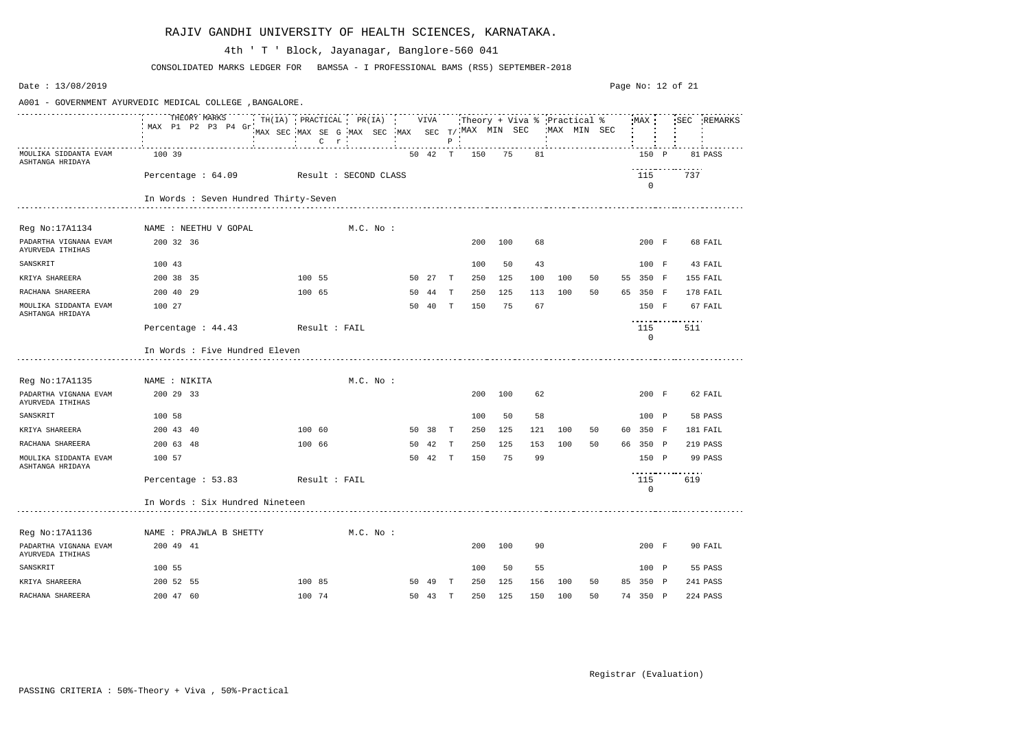# RAJIV GANDHI UNIVERSITY OF HEALTH SCIENCES, KARNATAKA.

4th ' T ' Block, Jayanagar, Banglore-560 041

CONSOLIDATED MARKS LEDGER FOR BAMS5A - I PROFESSIONAL BAMS (RS5) SEPTEMBER-2018

Date : 13/08/2019

A001 - GOVERNMENT AYURVEDIC MEDICAL COLLEGE ,BANGALORE.

| | THEORY MARKS MAX | P1 | P2 | P3 | P4 | Gr | TH(IA) MAX | SEC | PRACTICAL MAX | SEC | G C | r | PR(IA) MAX | SEC | VIVA MAX | SEC | T/P | Theory + Viva % MAX | MIN | SEC | Practical % MAX | MIN | SEC | MAX | | SEC | REMARKS |
|---|---|---|---|---|---|---|---|---|---|---|---|---|---|---|---|---|---|---|---|---|---|---|---|---|---|---|---|
| MOULIKA SIDDANTA EVAM ASHTANGA HRIDAYA | 100 | 39 | | | | | | | | | | | | | 50 | 42 | T | 150 | 75 | 81 | | | | 150 | P | 81 | PASS |
| Percentage : 64.09 | Result : SECOND CLASS | | | | | | | | | | | | | | | | | | | | | | | 115 0 | | 737 | |
| In Words : Seven Hundred Thirty-Seven | | | | | | | | | | | | | | | | | | | | | | | | | | | |
| **Reg No:17A1134** | **NAME : NEETHU V GOPAL** | | | | | | | | | | | | **M.C. No :** | | | | | | | | | | | | | | |
| PADARTHA VIGNANA EVAM AYURVEDA ITHIHAS | 200 | 32 | 36 | | | | | | | | | | | | | | | 200 | 100 | 68 | | | | 200 | F | 68 | FAIL |
| SANSKRIT | 100 | 43 | | | | | | | | | | | | | | | | 100 | 50 | 43 | | | | 100 | F | 43 | FAIL |
| KRIYA SHAREERA | 200 | 38 | 35 | | | | | | 100 | 55 | | | | | 50 | 27 | T | 250 | 125 | 100 | 100 | 50 | 55 | 350 | F | 155 | FAIL |
| RACHANA SHAREERA | 200 | 40 | 29 | | | | | | 100 | 65 | | | | | 50 | 44 | T | 250 | 125 | 113 | 100 | 50 | 65 | 350 | F | 178 | FAIL |
| MOULIKA SIDDANTA EVAM ASHTANGA HRIDAYA | 100 | 27 | | | | | | | | | | | | | 50 | 40 | T | 150 | 75 | 67 | | | | 150 | F | 67 | FAIL |
| Percentage : 44.43 | Result : FAIL | | | | | | | | | | | | | | | | | | | | | | | 115 0 | | 511 | |
| In Words : Five Hundred Eleven | | | | | | | | | | | | | | | | | | | | | | | | | | | |
| **Reg No:17A1135** | **NAME : NIKITA** | | | | | | | | | | | | **M.C. No :** | | | | | | | | | | | | | | |
| PADARTHA VIGNANA EVAM AYURVEDA ITHIHAS | 200 | 29 | 33 | | | | | | | | | | | | | | | 200 | 100 | 62 | | | | 200 | F | 62 | FAIL |
| SANSKRIT | 100 | 58 | | | | | | | | | | | | | | | | 100 | 50 | 58 | | | | 100 | P | 58 | PASS |
| KRIYA SHAREERA | 200 | 43 | 40 | | | | | | 100 | 60 | | | | | 50 | 38 | T | 250 | 125 | 121 | 100 | 50 | 60 | 350 | F | 181 | FAIL |
| RACHANA SHAREERA | 200 | 63 | 48 | | | | | | 100 | 66 | | | | | 50 | 42 | T | 250 | 125 | 153 | 100 | 50 | 66 | 350 | P | 219 | PASS |
| MOULIKA SIDDANTA EVAM ASHTANGA HRIDAYA | 100 | 57 | | | | | | | | | | | | | 50 | 42 | T | 150 | 75 | 99 | | | | 150 | P | 99 | PASS |
| Percentage : 53.83 | Result : FAIL | | | | | | | | | | | | | | | | | | | | | | | 115 0 | | 619 | |
| In Words : Six Hundred Nineteen | | | | | | | | | | | | | | | | | | | | | | | | | | | |
| **Reg No:17A1136** | **NAME : PRAJWLA B SHETTY** | | | | | | | | | | | | **M.C. No :** | | | | | | | | | | | | | | |
| PADARTHA VIGNANA EVAM AYURVEDA ITHIHAS | 200 | 49 | 41 | | | | | | | | | | | | | | | 200 | 100 | 90 | | | | 200 | F | 90 | FAIL |
| SANSKRIT | 100 | 55 | | | | | | | | | | | | | | | | 100 | 50 | 55 | | | | 100 | P | 55 | PASS |
| KRIYA SHAREERA | 200 | 52 | 55 | | | | | | 100 | 85 | | | | | 50 | 49 | T | 250 | 125 | 156 | 100 | 50 | 85 | 350 | P | 241 | PASS |
| RACHANA SHAREERA | 200 | 47 | 60 | | | | | | 100 | 74 | | | | | 50 | 43 | T | 250 | 125 | 150 | 100 | 50 | 74 | 350 | P | 224 | PASS |

Registrar (Evaluation)

PASSING CRITERIA : 50%-Theory + Viva , 50%-Practical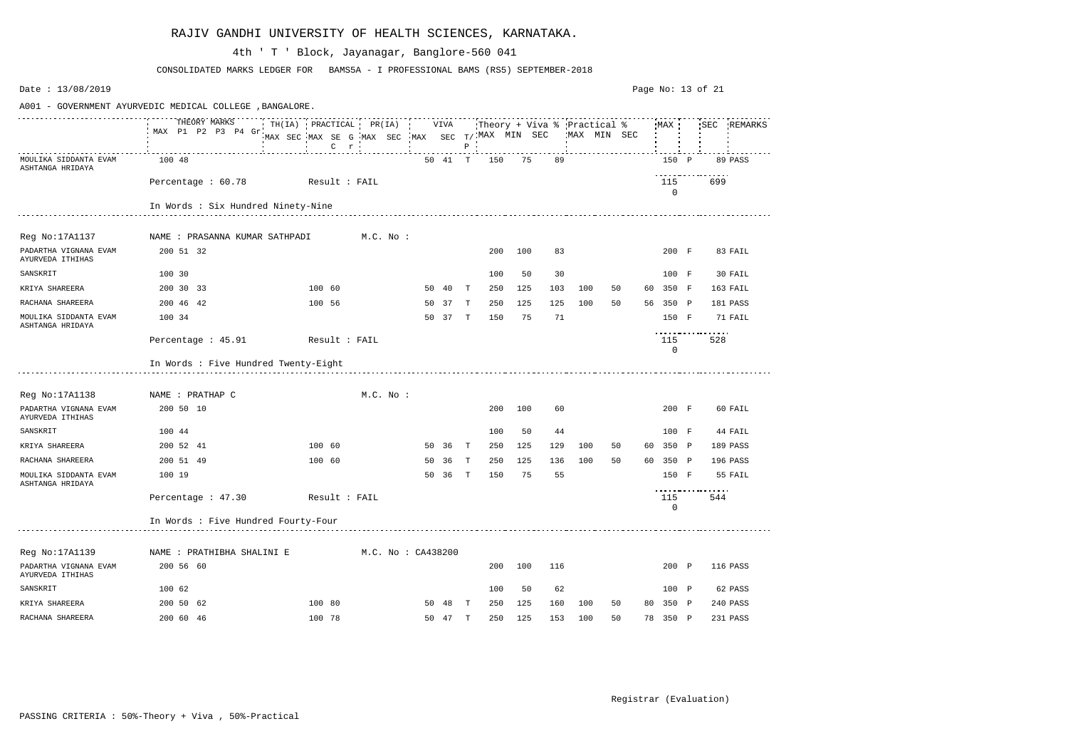# RAJIV GANDHI UNIVERSITY OF HEALTH SCIENCES, KARNATAKA.

4th ' T ' Block, Jayanagar, Banglore-560 041

CONSOLIDATED MARKS LEDGER FOR BAMS5A - I PROFESSIONAL BAMS (RS5) SEPTEMBER-2018

Date : 13/08/2019

A001 - GOVERNMENT AYURVEDIC MEDICAL COLLEGE ,BANGALORE.

| Subject | THEORY MARKS MAX | P1 | P2 | P3 | P4 | Gr | TH(IA) MAX | TH(IA) SEC | PRACTICAL MAX | PRACTICAL SEC | G C | r | PR(IA) MAX | PR(IA) SEC | VIVA MAX | VIVA SEC | T/P | Theory + Viva % MAX | MIN | SEC | Practical % MAX | MIN | SEC | MAX | | SEC | REMARKS |
|---|---|---|---|---|---|---|---|---|---|---|---|---|---|---|---|---|---|---|---|---|---|---|---|---|---|---|---|
| MOULIKA SIDDANTA EVAM ASHTANGA HRIDAYA | 100 | 48 | | | | | | | | | | | | | 50 | 41 | T | 150 | 75 | 89 | | | | 150 | P | 89 | PASS |

Percentage : 60.78 Result : FAIL — 115 / 0 — 699

In Words : Six Hundred Ninety-Nine

---

Reg No:17A1137 NAME : PRASANNA KUMAR SATHPADI M.C. No :

| Subject | THEORY MARKS MAX | P1 | P2 | P3 | P4 | Gr | TH(IA) MAX | TH(IA) SEC | PRACTICAL MAX | PRACTICAL SEC | G C | r | PR(IA) MAX | PR(IA) SEC | VIVA MAX | VIVA SEC | T/P | Theory + Viva % MAX | MIN | SEC | Practical % MAX | MIN | SEC | MAX | | SEC | REMARKS |
|---|---|---|---|---|---|---|---|---|---|---|---|---|---|---|---|---|---|---|---|---|---|---|---|---|---|---|---|
| PADARTHA VIGNANA EVAM AYURVEDA ITHIHAS | 200 | 51 | 32 | | | | | | | | | | | | | | | 200 | 100 | 83 | | | | 200 | F | 83 | FAIL |
| SANSKRIT | 100 | 30 | | | | | | | | | | | | | | | | 100 | 50 | 30 | | | | 100 | F | 30 | FAIL |
| KRIYA SHAREERA | 200 | 30 | 33 | | | | | | 100 | 60 | | | | | 50 | 40 | T | 250 | 125 | 103 | 100 | 50 | 60 | 350 | F | 163 | FAIL |
| RACHANA SHAREERA | 200 | 46 | 42 | | | | | | 100 | 56 | | | | | 50 | 37 | T | 250 | 125 | 125 | 100 | 50 | 56 | 350 | P | 181 | PASS |
| MOULIKA SIDDANTA EVAM ASHTANGA HRIDAYA | 100 | 34 | | | | | | | | | | | | | 50 | 37 | T | 150 | 75 | 71 | | | | 150 | F | 71 | FAIL |

Percentage : 45.91 Result : FAIL — 115 / 0 — 528

In Words : Five Hundred Twenty-Eight

---

Reg No:17A1138 NAME : PRATHAP C M.C. No :

| Subject | THEORY MARKS MAX | P1 | P2 | P3 | P4 | Gr | TH(IA) MAX | TH(IA) SEC | PRACTICAL MAX | PRACTICAL SEC | G C | r | PR(IA) MAX | PR(IA) SEC | VIVA MAX | VIVA SEC | T/P | Theory + Viva % MAX | MIN | SEC | Practical % MAX | MIN | SEC | MAX | | SEC | REMARKS |
|---|---|---|---|---|---|---|---|---|---|---|---|---|---|---|---|---|---|---|---|---|---|---|---|---|---|---|---|
| PADARTHA VIGNANA EVAM AYURVEDA ITHIHAS | 200 | 50 | 10 | | | | | | | | | | | | | | | 200 | 100 | 60 | | | | 200 | F | 60 | FAIL |
| SANSKRIT | 100 | 44 | | | | | | | | | | | | | | | | 100 | 50 | 44 | | | | 100 | F | 44 | FAIL |
| KRIYA SHAREERA | 200 | 52 | 41 | | | | | | 100 | 60 | | | | | 50 | 36 | T | 250 | 125 | 129 | 100 | 50 | 60 | 350 | P | 189 | PASS |
| RACHANA SHAREERA | 200 | 51 | 49 | | | | | | 100 | 60 | | | | | 50 | 36 | T | 250 | 125 | 136 | 100 | 50 | 60 | 350 | P | 196 | PASS |
| MOULIKA SIDDANTA EVAM ASHTANGA HRIDAYA | 100 | 19 | | | | | | | | | | | | | 50 | 36 | T | 150 | 75 | 55 | | | | 150 | F | 55 | FAIL |

Percentage : 47.30 Result : FAIL — 115 / 0 — 544

In Words : Five Hundred Fourty-Four

---

Reg No:17A1139 NAME : PRATHIBHA SHALINI E M.C. No : CA438200

| Subject | THEORY MARKS MAX | P1 | P2 | P3 | P4 | Gr | TH(IA) MAX | TH(IA) SEC | PRACTICAL MAX | PRACTICAL SEC | G C | r | PR(IA) MAX | PR(IA) SEC | VIVA MAX | VIVA SEC | T/P | Theory + Viva % MAX | MIN | SEC | Practical % MAX | MIN | SEC | MAX | | SEC | REMARKS |
|---|---|---|---|---|---|---|---|---|---|---|---|---|---|---|---|---|---|---|---|---|---|---|---|---|---|---|---|
| PADARTHA VIGNANA EVAM AYURVEDA ITHIHAS | 200 | 56 | 60 | | | | | | | | | | | | | | | 200 | 100 | 116 | | | | 200 | P | 116 | PASS |
| SANSKRIT | 100 | 62 | | | | | | | | | | | | | | | | 100 | 50 | 62 | | | | 100 | P | 62 | PASS |
| KRIYA SHAREERA | 200 | 50 | 62 | | | | | | 100 | 80 | | | | | 50 | 48 | T | 250 | 125 | 160 | 100 | 50 | 80 | 350 | P | 240 | PASS |
| RACHANA SHAREERA | 200 | 60 | 46 | | | | | | 100 | 78 | | | | | 50 | 47 | T | 250 | 125 | 153 | 100 | 50 | 78 | 350 | P | 231 | PASS |

Registrar (Evaluation)

PASSING CRITERIA : 50%-Theory + Viva , 50%-Practical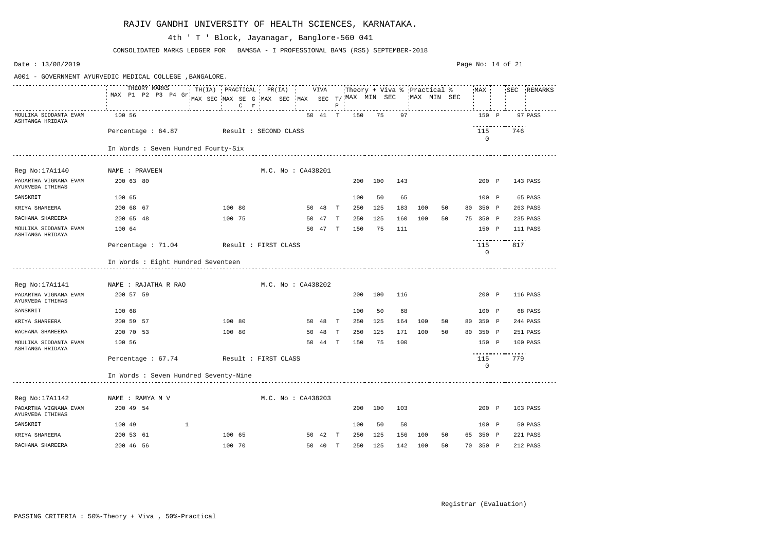# RAJIV GANDHI UNIVERSITY OF HEALTH SCIENCES, KARNATAKA.

4th ' T ' Block, Jayanagar, Banglore-560 041

CONSOLIDATED MARKS LEDGER FOR BAMS5A - I PROFESSIONAL BAMS (RS5) SEPTEMBER-2018

Date : 13/08/2019

A001 - GOVERNMENT AYURVEDIC MEDICAL COLLEGE ,BANGALORE.

| Subject | THEORY MARKS MAX | P1 | P2 | P3 | P4 | Gr | TH(IA) MAX | TH(IA) SEC | PRACTICAL MAX | PRACTICAL SEC | G C | r | PR(IA) MAX | PR(IA) SEC | VIVA MAX | VIVA SEC | T/P | Theory + Viva % MAX | MIN | SEC | Practical % MAX | MIN | SEC | MAX | | SEC | REMARKS |
|---|---|---|---|---|---|---|---|---|---|---|---|---|---|---|---|---|---|---|---|---|---|---|---|---|---|---|---|
| MOULIKA SIDDANTA EVAM ASHTANGA HRIDAYA | 100 | 56 | | | | | | | | | | | | | 50 | 41 | T | 150 | 75 | 97 | | | | 150 | P | 97 | PASS |
| Percentage : 64.87 | Result : SECOND CLASS | | | | | | | | | | | | | | | | | | | | | | | 1150 | | 746 | |
| In Words : Seven Hundred Fourty-Six | | | | | | | | | | | | | | | | | | | | | | | | | | | |
| **Reg No:17A1140** | **NAME : PRAVEEN** | | | | | | | | | | | | **M.C. No : CA438201** | | | | | | | | | | | | | | |
| PADARTHA VIGNANA EVAM AYURVEDA ITHIHAS | 200 | 63 | 80 | | | | | | | | | | | | | | | 200 | 100 | 143 | | | | 200 | P | 143 | PASS |
| SANSKRIT | 100 | 65 | | | | | | | | | | | | | | | | 100 | 50 | 65 | | | | 100 | P | 65 | PASS |
| KRIYA SHAREERA | 200 | 68 | 67 | | | | | | 100 | 80 | | | | | 50 | 48 | T | 250 | 125 | 183 | 100 | 50 | 80 | 350 | P | 263 | PASS |
| RACHANA SHAREERA | 200 | 65 | 48 | | | | | | 100 | 75 | | | | | 50 | 47 | T | 250 | 125 | 160 | 100 | 50 | 75 | 350 | P | 235 | PASS |
| MOULIKA SIDDANTA EVAM ASHTANGA HRIDAYA | 100 | 64 | | | | | | | | | | | | | 50 | 47 | T | 150 | 75 | 111 | | | | 150 | P | 111 | PASS |
| Percentage : 71.04 | Result : FIRST CLASS | | | | | | | | | | | | | | | | | | | | | | | 1150 | | 817 | |
| In Words : Eight Hundred Seventeen | | | | | | | | | | | | | | | | | | | | | | | | | | | |
| **Reg No:17A1141** | **NAME : RAJATHA R RAO** | | | | | | | | | | | | **M.C. No : CA438202** | | | | | | | | | | | | | | |
| PADARTHA VIGNANA EVAM AYURVEDA ITHIHAS | 200 | 57 | 59 | | | | | | | | | | | | | | | 200 | 100 | 116 | | | | 200 | P | 116 | PASS |
| SANSKRIT | 100 | 68 | | | | | | | | | | | | | | | | 100 | 50 | 68 | | | | 100 | P | 68 | PASS |
| KRIYA SHAREERA | 200 | 59 | 57 | | | | | | 100 | 80 | | | | | 50 | 48 | T | 250 | 125 | 164 | 100 | 50 | 80 | 350 | P | 244 | PASS |
| RACHANA SHAREERA | 200 | 70 | 53 | | | | | | 100 | 80 | | | | | 50 | 48 | T | 250 | 125 | 171 | 100 | 50 | 80 | 350 | P | 251 | PASS |
| MOULIKA SIDDANTA EVAM ASHTANGA HRIDAYA | 100 | 56 | | | | | | | | | | | | | 50 | 44 | T | 150 | 75 | 100 | | | | 150 | P | 100 | PASS |
| Percentage : 67.74 | Result : FIRST CLASS | | | | | | | | | | | | | | | | | | | | | | | 1150 | | 779 | |
| In Words : Seven Hundred Seventy-Nine | | | | | | | | | | | | | | | | | | | | | | | | | | | |
| **Reg No:17A1142** | **NAME : RAMYA M V** | | | | | | | | | | | | **M.C. No : CA438203** | | | | | | | | | | | | | | |
| PADARTHA VIGNANA EVAM AYURVEDA ITHIHAS | 200 | 49 | 54 | | | | | | | | | | | | | | | 200 | 100 | 103 | | | | 200 | P | 103 | PASS |
| SANSKRIT | 100 | 49 | | | | 1 | | | | | | | | | | | | 100 | 50 | 50 | | | | 100 | P | 50 | PASS |
| KRIYA SHAREERA | 200 | 53 | 61 | | | | | | 100 | 65 | | | | | 50 | 42 | T | 250 | 125 | 156 | 100 | 50 | 65 | 350 | P | 221 | PASS |
| RACHANA SHAREERA | 200 | 46 | 56 | | | | | | 100 | 70 | | | | | 50 | 40 | T | 250 | 125 | 142 | 100 | 50 | 70 | 350 | P | 212 | PASS |

Registrar (Evaluation)

PASSING CRITERIA : 50%-Theory + Viva , 50%-Practical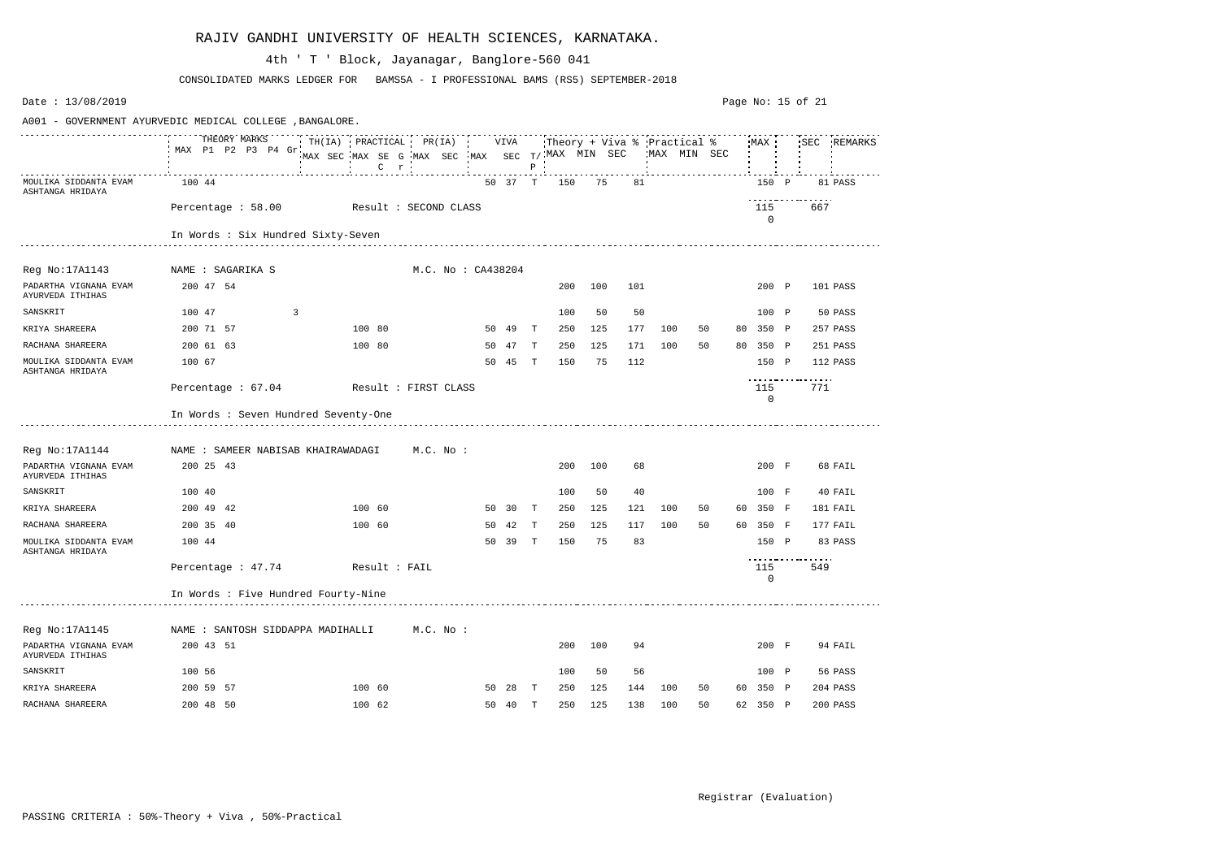# RAJIV GANDHI UNIVERSITY OF HEALTH SCIENCES, KARNATAKA.

4th ' T ' Block, Jayanagar, Banglore-560 041

CONSOLIDATED MARKS LEDGER FOR BAMS5A - I PROFESSIONAL BAMS (RS5) SEPTEMBER-2018

Date : 13/08/2019

A001 - GOVERNMENT AYURVEDIC MEDICAL COLLEGE ,BANGALORE.

| Subject | THEORY MARKS MAX | P1 | P2 | P3 | P4 | Gr | TH(IA) MAX | TH(IA) SEC | PRACTICAL MAX | PRACTICAL SEC | G C | r | PR(IA) MAX | PR(IA) SEC | VIVA MAX | VIVA SEC | T/P | Theory + Viva % MAX | MIN | SEC | Practical % MAX | MIN | SEC | MAX | | SEC | REMARKS |
|---|---|---|---|---|---|---|---|---|---|---|---|---|---|---|---|---|---|---|---|---|---|---|---|---|---|---|---|
| MOULIKA SIDDANTA EVAM ASHTANGA HRIDAYA | 100 | 44 | | | | | | | | | | | | | 50 | 37 | T | 150 | 75 | 81 | | | | 150 | P | 81 | PASS |

Percentage : 58.00 Result : SECOND CLASS 1150 667

In Words : Six Hundred Sixty-Seven

---

Reg No:17A1143 NAME : SAGARIKA S M.C. No : CA438204

| Subject | THEORY MARKS MAX | P1 | P2 | P3 | P4 | Gr | TH(IA) MAX | TH(IA) SEC | PRACTICAL MAX | PRACTICAL SEC | G C | r | PR(IA) MAX | PR(IA) SEC | VIVA MAX | VIVA SEC | T/P | Theory + Viva % MAX | MIN | SEC | Practical % MAX | MIN | SEC | MAX | | SEC | REMARKS |
|---|---|---|---|---|---|---|---|---|---|---|---|---|---|---|---|---|---|---|---|---|---|---|---|---|---|---|---|
| PADARTHA VIGNANA EVAM AYURVEDA ITHIHAS | 200 | 47 | 54 | | | | | | | | | | | | | | | 200 | 100 | 101 | | | | 200 | P | 101 | PASS |
| SANSKRIT | 100 | 47 | | | 3 | | | | | | | | | | | | | 100 | 50 | 50 | | | | 100 | P | 50 | PASS |
| KRIYA SHAREERA | 200 | 71 | 57 | | | | | | 100 | 80 | | | | | 50 | 49 | T | 250 | 125 | 177 | 100 | 50 | 80 | 350 | P | 257 | PASS |
| RACHANA SHAREERA | 200 | 61 | 63 | | | | | | 100 | 80 | | | | | 50 | 47 | T | 250 | 125 | 171 | 100 | 50 | 80 | 350 | P | 251 | PASS |
| MOULIKA SIDDANTA EVAM ASHTANGA HRIDAYA | 100 | 67 | | | | | | | | | | | | | 50 | 45 | T | 150 | 75 | 112 | | | | 150 | P | 112 | PASS |

Percentage : 67.04 Result : FIRST CLASS 1150 771

In Words : Seven Hundred Seventy-One

---

Reg No:17A1144 NAME : SAMEER NABISAB KHAIRAWADAGI M.C. No :

| Subject | THEORY MARKS MAX | P1 | P2 | P3 | P4 | Gr | TH(IA) MAX | TH(IA) SEC | PRACTICAL MAX | PRACTICAL SEC | G C | r | PR(IA) MAX | PR(IA) SEC | VIVA MAX | VIVA SEC | T/P | Theory + Viva % MAX | MIN | SEC | Practical % MAX | MIN | SEC | MAX | | SEC | REMARKS |
|---|---|---|---|---|---|---|---|---|---|---|---|---|---|---|---|---|---|---|---|---|---|---|---|---|---|---|---|
| PADARTHA VIGNANA EVAM AYURVEDA ITHIHAS | 200 | 25 | 43 | | | | | | | | | | | | | | | 200 | 100 | 68 | | | | 200 | F | 68 | FAIL |
| SANSKRIT | 100 | 40 | | | | | | | | | | | | | | | | 100 | 50 | 40 | | | | 100 | F | 40 | FAIL |
| KRIYA SHAREERA | 200 | 49 | 42 | | | | | | 100 | 60 | | | | | 50 | 30 | T | 250 | 125 | 121 | 100 | 50 | 60 | 350 | F | 181 | FAIL |
| RACHANA SHAREERA | 200 | 35 | 40 | | | | | | 100 | 60 | | | | | 50 | 42 | T | 250 | 125 | 117 | 100 | 50 | 60 | 350 | F | 177 | FAIL |
| MOULIKA SIDDANTA EVAM ASHTANGA HRIDAYA | 100 | 44 | | | | | | | | | | | | | 50 | 39 | T | 150 | 75 | 83 | | | | 150 | P | 83 | PASS |

Percentage : 47.74 Result : FAIL 1150 549

In Words : Five Hundred Fourty-Nine

---

Reg No:17A1145 NAME : SANTOSH SIDDAPPA MADIHALLI M.C. No :

| Subject | THEORY MARKS MAX | P1 | P2 | P3 | P4 | Gr | TH(IA) MAX | TH(IA) SEC | PRACTICAL MAX | PRACTICAL SEC | G C | r | PR(IA) MAX | PR(IA) SEC | VIVA MAX | VIVA SEC | T/P | Theory + Viva % MAX | MIN | SEC | Practical % MAX | MIN | SEC | MAX | | SEC | REMARKS |
|---|---|---|---|---|---|---|---|---|---|---|---|---|---|---|---|---|---|---|---|---|---|---|---|---|---|---|---|
| PADARTHA VIGNANA EVAM AYURVEDA ITHIHAS | 200 | 43 | 51 | | | | | | | | | | | | | | | 200 | 100 | 94 | | | | 200 | F | 94 | FAIL |
| SANSKRIT | 100 | 56 | | | | | | | | | | | | | | | | 100 | 50 | 56 | | | | 100 | P | 56 | PASS |
| KRIYA SHAREERA | 200 | 59 | 57 | | | | | | 100 | 60 | | | | | 50 | 28 | T | 250 | 125 | 144 | 100 | 50 | 60 | 350 | P | 204 | PASS |
| RACHANA SHAREERA | 200 | 48 | 50 | | | | | | 100 | 62 | | | | | 50 | 40 | T | 250 | 125 | 138 | 100 | 50 | 62 | 350 | P | 200 | PASS |

Registrar (Evaluation)

PASSING CRITERIA : 50%-Theory + Viva , 50%-Practical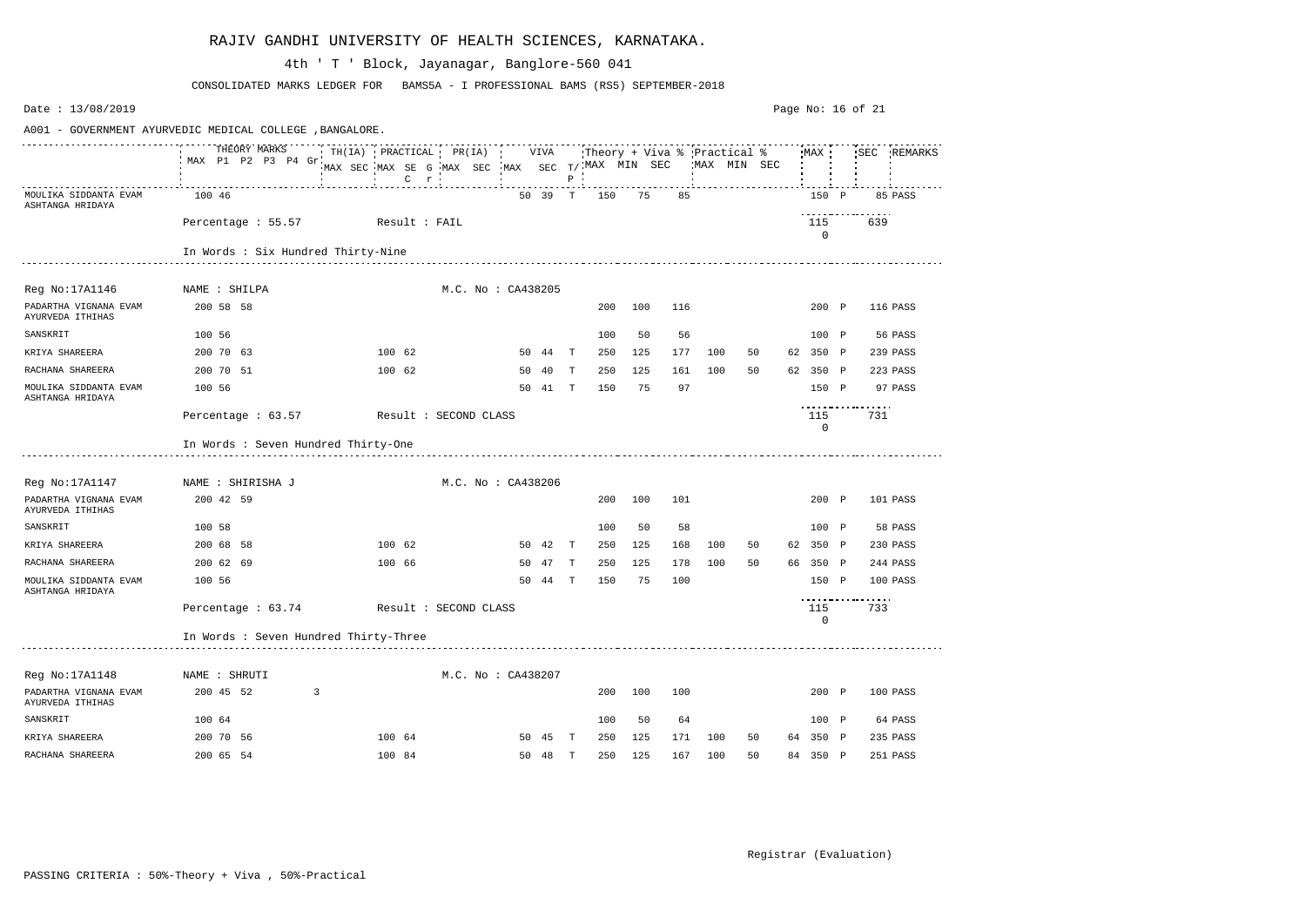# RAJIV GANDHI UNIVERSITY OF HEALTH SCIENCES, KARNATAKA.

4th ' T ' Block, Jayanagar, Banglore-560 041

CONSOLIDATED MARKS LEDGER FOR BAMS5A - I PROFESSIONAL BAMS (RS5) SEPTEMBER-2018

Date : 13/08/2019

A001 - GOVERNMENT AYURVEDIC MEDICAL COLLEGE ,BANGALORE.

| Subject | THEORY MARKS MAX | P1 | P2 | P3 | P4 | Gr | TH(IA) MAX | SEC | PRACTICAL MAX | SE C | G r | PR(IA) MAX | SEC | VIVA MAX | SEC | T/P | Theory + Viva % MAX | MIN | SEC | Practical % MAX | MIN | SEC | MAX | | SEC | REMARKS |
|---|---|---|---|---|---|---|---|---|---|---|---|---|---|---|---|---|---|---|---|---|---|---|---|---|---|---|
| MOULIKA SIDDANTA EVAM ASHTANGA HRIDAYA | 100 | 46 | | | | | | | | | | | | 50 | 39 | T | 150 | 75 | 85 | | | | 150 | P | 85 | PASS |

Percentage : 55.57 Result : FAIL

115 0 639

In Words : Six Hundred Thirty-Nine

---

Reg No:17A1146 NAME : SHILPA M.C. No : CA438205

| Subject | THEORY MARKS MAX | P1 | P2 | P3 | P4 | Gr | TH(IA) MAX | SEC | PRACTICAL MAX | SE C | G r | PR(IA) MAX | SEC | VIVA MAX | SEC | T/P | Theory + Viva % MAX | MIN | SEC | Practical % MAX | MIN | SEC | MAX | | SEC | REMARKS |
|---|---|---|---|---|---|---|---|---|---|---|---|---|---|---|---|---|---|---|---|---|---|---|---|---|---|---|
| PADARTHA VIGNANA EVAM AYURVEDA ITHIHAS | 200 | 58 | 58 | | | | | | | | | | | | | | 200 | 100 | 116 | | | | 200 | P | 116 | PASS |
| SANSKRIT | 100 | 56 | | | | | | | | | | | | | | | 100 | 50 | 56 | | | | 100 | P | 56 | PASS |
| KRIYA SHAREERA | 200 | 70 | 63 | | | | | | 100 | 62 | | | | 50 | 44 | T | 250 | 125 | 177 | 100 | 50 | 62 | 350 | P | 239 | PASS |
| RACHANA SHAREERA | 200 | 70 | 51 | | | | | | 100 | 62 | | | | 50 | 40 | T | 250 | 125 | 161 | 100 | 50 | 62 | 350 | P | 223 | PASS |
| MOULIKA SIDDANTA EVAM ASHTANGA HRIDAYA | 100 | 56 | | | | | | | | | | | | 50 | 41 | T | 150 | 75 | 97 | | | | 150 | P | 97 | PASS |

Percentage : 63.57 Result : SECOND CLASS

115 0 731

In Words : Seven Hundred Thirty-One

---

Reg No:17A1147 NAME : SHIRISHA J M.C. No : CA438206

| Subject | THEORY MARKS MAX | P1 | P2 | P3 | P4 | Gr | TH(IA) MAX | SEC | PRACTICAL MAX | SE C | G r | PR(IA) MAX | SEC | VIVA MAX | SEC | T/P | Theory + Viva % MAX | MIN | SEC | Practical % MAX | MIN | SEC | MAX | | SEC | REMARKS |
|---|---|---|---|---|---|---|---|---|---|---|---|---|---|---|---|---|---|---|---|---|---|---|---|---|---|---|
| PADARTHA VIGNANA EVAM AYURVEDA ITHIHAS | 200 | 42 | 59 | | | | | | | | | | | | | | 200 | 100 | 101 | | | | 200 | P | 101 | PASS |
| SANSKRIT | 100 | 58 | | | | | | | | | | | | | | | 100 | 50 | 58 | | | | 100 | P | 58 | PASS |
| KRIYA SHAREERA | 200 | 68 | 58 | | | | | | 100 | 62 | | | | 50 | 42 | T | 250 | 125 | 168 | 100 | 50 | 62 | 350 | P | 230 | PASS |
| RACHANA SHAREERA | 200 | 62 | 69 | | | | | | 100 | 66 | | | | 50 | 47 | T | 250 | 125 | 178 | 100 | 50 | 66 | 350 | P | 244 | PASS |
| MOULIKA SIDDANTA EVAM ASHTANGA HRIDAYA | 100 | 56 | | | | | | | | | | | | 50 | 44 | T | 150 | 75 | 100 | | | | 150 | P | 100 | PASS |

Percentage : 63.74 Result : SECOND CLASS

115 0 733

In Words : Seven Hundred Thirty-Three

---

Reg No:17A1148 NAME : SHRUTI M.C. No : CA438207

| Subject | THEORY MARKS MAX | P1 | P2 | P3 | P4 | Gr | TH(IA) MAX | SEC | PRACTICAL MAX | SE C | G r | PR(IA) MAX | SEC | VIVA MAX | SEC | T/P | Theory + Viva % MAX | MIN | SEC | Practical % MAX | MIN | SEC | MAX | | SEC | REMARKS |
|---|---|---|---|---|---|---|---|---|---|---|---|---|---|---|---|---|---|---|---|---|---|---|---|---|---|---|
| PADARTHA VIGNANA EVAM AYURVEDA ITHIHAS | 200 | 45 | 52 | | | 3 | | | | | | | | | | | 200 | 100 | 100 | | | | 200 | P | 100 | PASS |
| SANSKRIT | 100 | 64 | | | | | | | | | | | | | | | 100 | 50 | 64 | | | | 100 | P | 64 | PASS |
| KRIYA SHAREERA | 200 | 70 | 56 | | | | | | 100 | 64 | | | | 50 | 45 | T | 250 | 125 | 171 | 100 | 50 | 64 | 350 | P | 235 | PASS |
| RACHANA SHAREERA | 200 | 65 | 54 | | | | | | 100 | 84 | | | | 50 | 48 | T | 250 | 125 | 167 | 100 | 50 | 84 | 350 | P | 251 | PASS |

Registrar (Evaluation)

PASSING CRITERIA : 50%-Theory + Viva , 50%-Practical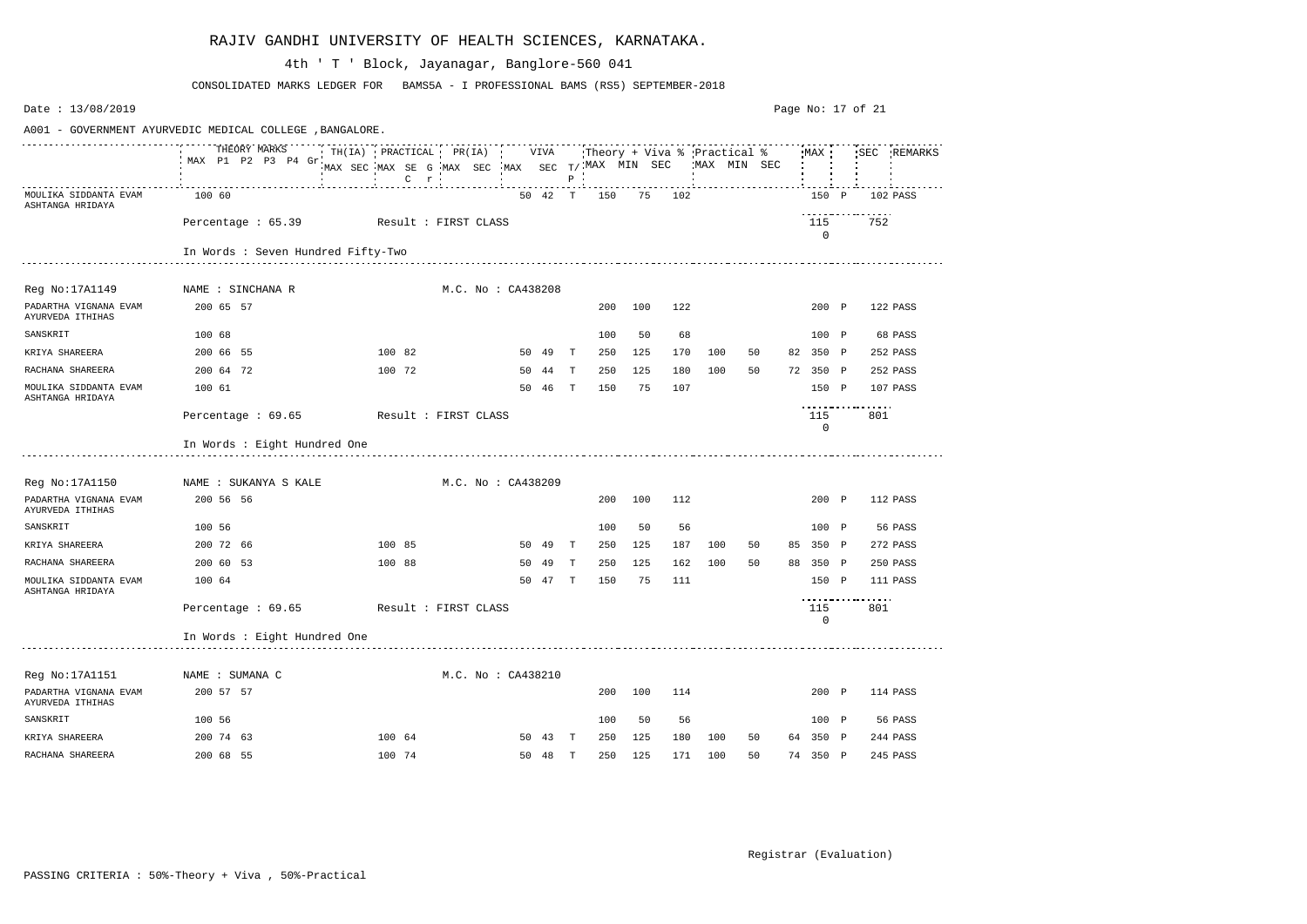# RAJIV GANDHI UNIVERSITY OF HEALTH SCIENCES, KARNATAKA.

4th ' T ' Block, Jayanagar, Banglore-560 041

CONSOLIDATED MARKS LEDGER FOR BAMS5A - I PROFESSIONAL BAMS (RS5) SEPTEMBER-2018

Date : 13/08/2019

A001 - GOVERNMENT AYURVEDIC MEDICAL COLLEGE ,BANGALORE.

| Subject | THEORY MARKS MAX | P1 | P2 | P3 | P4 | Gr | TH(IA) MAX | SEC | PRACTICAL MAX | SEC | G C | r | PR(IA) MAX | SEC | VIVA MAX | SEC | T/P | Theory + Viva % MAX | MIN | SEC | Practical % MAX | MIN | SEC | MAX | | SEC | REMARKS |
|---|---|---|---|---|---|---|---|---|---|---|---|---|---|---|---|---|---|---|---|---|---|---|---|---|---|---|---|
| MOULIKA SIDDANTA EVAM ASHTANGA HRIDAYA | 100 | 60 | | | | | | | | | | | | | 50 | 42 | T | 150 | 75 | 102 | | | | 150 | P | 102 | PASS |

Percentage : 65.39 Result : FIRST CLASS — 1150 — 752

In Words : Seven Hundred Fifty-Two

---

Reg No:17A1149 NAME : SINCHANA R M.C. No : CA438208

| Subject | THEORY MARKS MAX | P1 | P2 | P3 | P4 | Gr | TH(IA) MAX | SEC | PRACTICAL MAX | SEC | G C | r | PR(IA) MAX | SEC | VIVA MAX | SEC | T/P | Theory + Viva % MAX | MIN | SEC | Practical % MAX | MIN | SEC | MAX | | SEC | REMARKS |
|---|---|---|---|---|---|---|---|---|---|---|---|---|---|---|---|---|---|---|---|---|---|---|---|---|---|---|---|
| PADARTHA VIGNANA EVAM AYURVEDA ITHIHAS | 200 | 65 | 57 | | | | | | | | | | | | | | | 200 | 100 | 122 | | | | 200 | P | 122 | PASS |
| SANSKRIT | 100 | 68 | | | | | | | | | | | | | | | | 100 | 50 | 68 | | | | 100 | P | 68 | PASS |
| KRIYA SHAREERA | 200 | 66 | 55 | | | | | | 100 | 82 | | | | | 50 | 49 | T | 250 | 125 | 170 | 100 | 50 | 82 | 350 | P | 252 | PASS |
| RACHANA SHAREERA | 200 | 64 | 72 | | | | | | 100 | 72 | | | | | 50 | 44 | T | 250 | 125 | 180 | 100 | 50 | 72 | 350 | P | 252 | PASS |
| MOULIKA SIDDANTA EVAM ASHTANGA HRIDAYA | 100 | 61 | | | | | | | | | | | | | 50 | 46 | T | 150 | 75 | 107 | | | | 150 | P | 107 | PASS |

Percentage : 69.65 Result : FIRST CLASS — 1150 — 801

In Words : Eight Hundred One

---

Reg No:17A1150 NAME : SUKANYA S KALE M.C. No : CA438209

| Subject | THEORY MARKS MAX | P1 | P2 | P3 | P4 | Gr | TH(IA) MAX | SEC | PRACTICAL MAX | SEC | G C | r | PR(IA) MAX | SEC | VIVA MAX | SEC | T/P | Theory + Viva % MAX | MIN | SEC | Practical % MAX | MIN | SEC | MAX | | SEC | REMARKS |
|---|---|---|---|---|---|---|---|---|---|---|---|---|---|---|---|---|---|---|---|---|---|---|---|---|---|---|---|
| PADARTHA VIGNANA EVAM AYURVEDA ITHIHAS | 200 | 56 | 56 | | | | | | | | | | | | | | | 200 | 100 | 112 | | | | 200 | P | 112 | PASS |
| SANSKRIT | 100 | 56 | | | | | | | | | | | | | | | | 100 | 50 | 56 | | | | 100 | P | 56 | PASS |
| KRIYA SHAREERA | 200 | 72 | 66 | | | | | | 100 | 85 | | | | | 50 | 49 | T | 250 | 125 | 187 | 100 | 50 | 85 | 350 | P | 272 | PASS |
| RACHANA SHAREERA | 200 | 60 | 53 | | | | | | 100 | 88 | | | | | 50 | 49 | T | 250 | 125 | 162 | 100 | 50 | 88 | 350 | P | 250 | PASS |
| MOULIKA SIDDANTA EVAM ASHTANGA HRIDAYA | 100 | 64 | | | | | | | | | | | | | 50 | 47 | T | 150 | 75 | 111 | | | | 150 | P | 111 | PASS |

Percentage : 69.65 Result : FIRST CLASS — 1150 — 801

In Words : Eight Hundred One

---

Reg No:17A1151 NAME : SUMANA C M.C. No : CA438210

| Subject | THEORY MARKS MAX | P1 | P2 | P3 | P4 | Gr | TH(IA) MAX | SEC | PRACTICAL MAX | SEC | G C | r | PR(IA) MAX | SEC | VIVA MAX | SEC | T/P | Theory + Viva % MAX | MIN | SEC | Practical % MAX | MIN | SEC | MAX | | SEC | REMARKS |
|---|---|---|---|---|---|---|---|---|---|---|---|---|---|---|---|---|---|---|---|---|---|---|---|---|---|---|---|
| PADARTHA VIGNANA EVAM AYURVEDA ITHIHAS | 200 | 57 | 57 | | | | | | | | | | | | | | | 200 | 100 | 114 | | | | 200 | P | 114 | PASS |
| SANSKRIT | 100 | 56 | | | | | | | | | | | | | | | | 100 | 50 | 56 | | | | 100 | P | 56 | PASS |
| KRIYA SHAREERA | 200 | 74 | 63 | | | | | | 100 | 64 | | | | | 50 | 43 | T | 250 | 125 | 180 | 100 | 50 | 64 | 350 | P | 244 | PASS |
| RACHANA SHAREERA | 200 | 68 | 55 | | | | | | 100 | 74 | | | | | 50 | 48 | T | 250 | 125 | 171 | 100 | 50 | 74 | 350 | P | 245 | PASS |

Registrar (Evaluation)

PASSING CRITERIA : 50%-Theory + Viva , 50%-Practical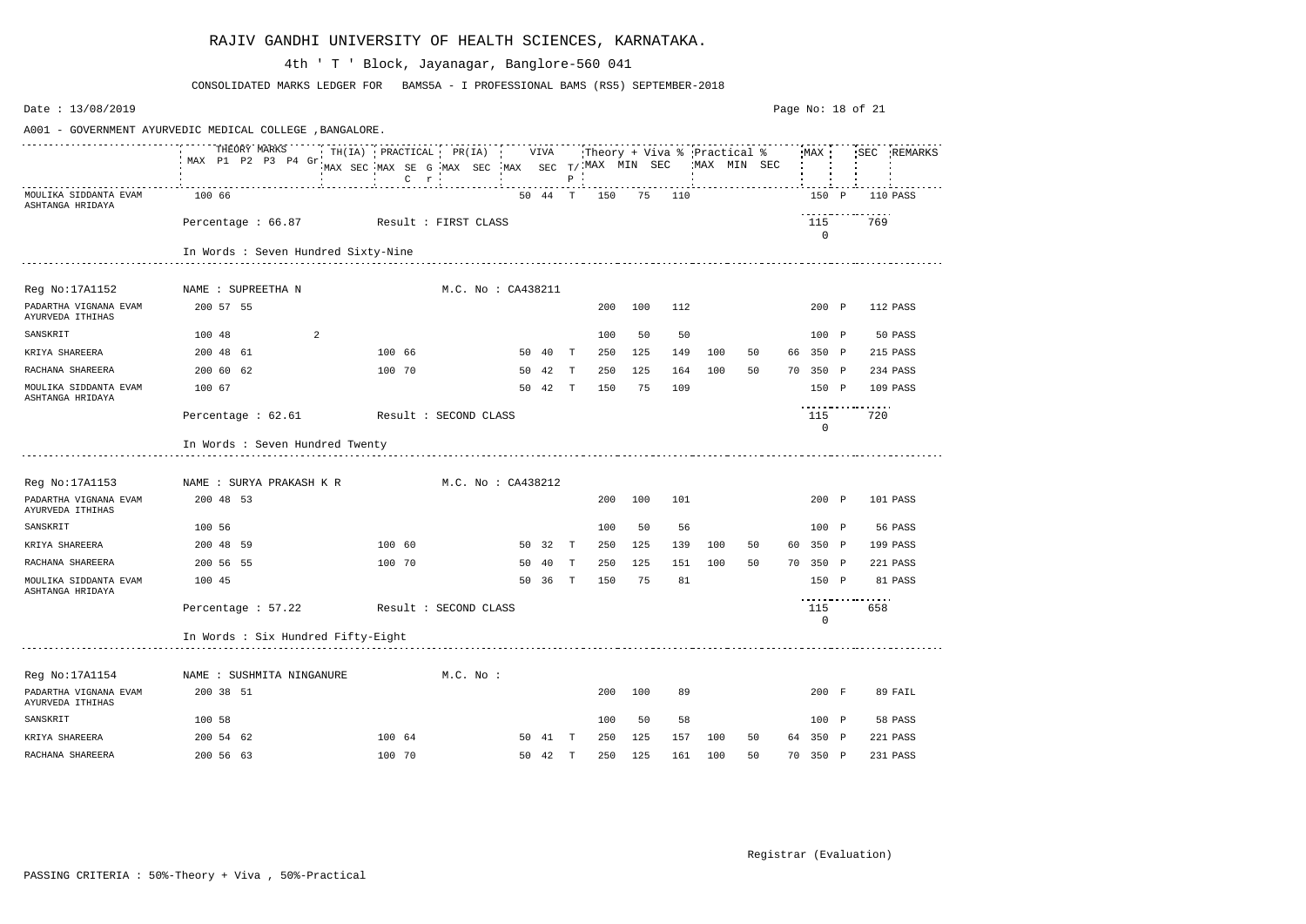# RAJIV GANDHI UNIVERSITY OF HEALTH SCIENCES, KARNATAKA.

4th ' T ' Block, Jayanagar, Banglore-560 041

CONSOLIDATED MARKS LEDGER FOR BAMS5A - I PROFESSIONAL BAMS (RS5) SEPTEMBER-2018

Date : 13/08/2019

A001 - GOVERNMENT AYURVEDIC MEDICAL COLLEGE ,BANGALORE.

| | THEORY MARKS MAX P1 P2 P3 P4 Gr | TH(IA) MAX SEC | PRACTICAL MAX SE G C r | PR(IA) MAX SEC | VIVA MAX SEC T/P | Theory + Viva % MAX MIN SEC | Practical % MAX MIN SEC | MAX | SEC | REMARKS |
|---|---|---|---|---|---|---|---|---|---|---|
| MOULIKA SIDDANTA EVAM ASHTANGA HRIDAYA | 100 66 | | | | 50 44 T | 150 75 110 | | 150 P | 110 | PASS |
| Percentage : 66.87 | Result : FIRST CLASS | | | | | | | 1150 | 769 | |
| In Words : Seven Hundred Sixty-Nine | | | | | | | | | | |
| **Reg No:17A1152** | **NAME : SUPREETHA N** | | | **M.C. No : CA438211** | | | | | | |
| PADARTHA VIGNANA EVAM AYURVEDA ITHIHAS | 200 57 55 | | | | | 200 100 112 | | 200 P | 112 | PASS |
| SANSKRIT | 100 48 2 | | | | | 100 50 50 | | 100 P | 50 | PASS |
| KRIYA SHAREERA | 200 48 61 | | 100 66 | | 50 40 T | 250 125 149 | 100 50 66 | 350 P | 215 | PASS |
| RACHANA SHAREERA | 200 60 62 | | 100 70 | | 50 42 T | 250 125 164 | 100 50 70 | 350 P | 234 | PASS |
| MOULIKA SIDDANTA EVAM ASHTANGA HRIDAYA | 100 67 | | | | 50 42 T | 150 75 109 | | 150 P | 109 | PASS |
| Percentage : 62.61 | Result : SECOND CLASS | | | | | | | 1150 | 720 | |
| In Words : Seven Hundred Twenty | | | | | | | | | | |
| **Reg No:17A1153** | **NAME : SURYA PRAKASH K R** | | | **M.C. No : CA438212** | | | | | | |
| PADARTHA VIGNANA EVAM AYURVEDA ITHIHAS | 200 48 53 | | | | | 200 100 101 | | 200 P | 101 | PASS |
| SANSKRIT | 100 56 | | | | | 100 50 56 | | 100 P | 56 | PASS |
| KRIYA SHAREERA | 200 48 59 | | 100 60 | | 50 32 T | 250 125 139 | 100 50 60 | 350 P | 199 | PASS |
| RACHANA SHAREERA | 200 56 55 | | 100 70 | | 50 40 T | 250 125 151 | 100 50 70 | 350 P | 221 | PASS |
| MOULIKA SIDDANTA EVAM ASHTANGA HRIDAYA | 100 45 | | | | 50 36 T | 150 75 81 | | 150 P | 81 | PASS |
| Percentage : 57.22 | Result : SECOND CLASS | | | | | | | 1150 | 658 | |
| In Words : Six Hundred Fifty-Eight | | | | | | | | | | |
| **Reg No:17A1154** | **NAME : SUSHMITA NINGANURE** | | | **M.C. No :** | | | | | | |
| PADARTHA VIGNANA EVAM AYURVEDA ITHIHAS | 200 38 51 | | | | | 200 100 89 | | 200 F | 89 | FAIL |
| SANSKRIT | 100 58 | | | | | 100 50 58 | | 100 P | 58 | PASS |
| KRIYA SHAREERA | 200 54 62 | | 100 64 | | 50 41 T | 250 125 157 | 100 50 64 | 350 P | 221 | PASS |
| RACHANA SHAREERA | 200 56 63 | | 100 70 | | 50 42 T | 250 125 161 | 100 50 70 | 350 P | 231 | PASS |

Registrar (Evaluation)

PASSING CRITERIA : 50%-Theory + Viva , 50%-Practical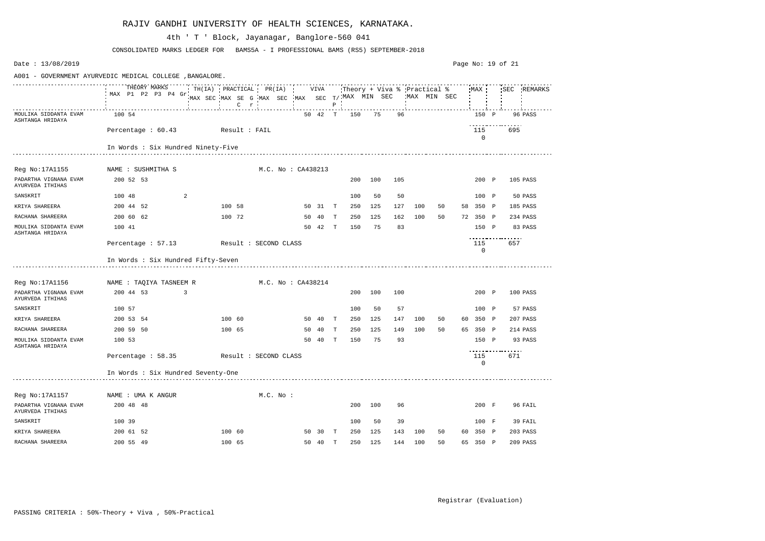# RAJIV GANDHI UNIVERSITY OF HEALTH SCIENCES, KARNATAKA.

4th ' T ' Block, Jayanagar, Banglore-560 041

CONSOLIDATED MARKS LEDGER FOR BAMS5A - I PROFESSIONAL BAMS (RS5) SEPTEMBER-2018

Date : 13/08/2019

A001 - GOVERNMENT AYURVEDIC MEDICAL COLLEGE ,BANGALORE.

| | THEORY MARKS MAX P1 P2 P3 P4 Gr | TH(IA) MAX SEC | PRACTICAL MAX SE G C r | PR(IA) MAX SEC | VIVA MAX SEC | T/P | Theory + Viva % MAX MIN SEC | | | Practical % MAX MIN SEC | | | MAX | | SEC | REMARKS |
|---|---|---|---|---|---|---|---|---|---|---|---|---|---|---|---|---|
| MOULIKA SIDDANTA EVAM ASHTANGA HRIDAYA | 100 54 | | | | 50 42 | T | 150 | 75 | 96 | | | | 150 | P | 96 | PASS |
| | Percentage : 60.43 | | Result : FAIL | | | | | | | | | | 115 0 | | 695 | |
| | In Words : Six Hundred Ninety-Five | | | | | | | | | | | | | | | |
| Reg No:17A1155 | NAME : SUSHMITHA S | | | M.C. No : CA438213 | | | | | | | | | | | | |
| PADARTHA VIGNANA EVAM AYURVEDA ITHIHAS | 200 52 53 | | | | | | 200 | 100 | 105 | | | | 200 | P | 105 | PASS |
| SANSKRIT | 100 48 2 | | | | | | 100 | 50 | 50 | | | | 100 | P | 50 | PASS |
| KRIYA SHAREERA | 200 44 52 | | 100 58 | | 50 31 | T | 250 | 125 | 127 | 100 | 50 | 58 | 350 | P | 185 | PASS |
| RACHANA SHAREERA | 200 60 62 | | 100 72 | | 50 40 | T | 250 | 125 | 162 | 100 | 50 | 72 | 350 | P | 234 | PASS |
| MOULIKA SIDDANTA EVAM ASHTANGA HRIDAYA | 100 41 | | | | 50 42 | T | 150 | 75 | 83 | | | | 150 | P | 83 | PASS |
| | Percentage : 57.13 | | Result : SECOND CLASS | | | | | | | | | | 115 0 | | 657 | |
| | In Words : Six Hundred Fifty-Seven | | | | | | | | | | | | | | | |
| Reg No:17A1156 | NAME : TAQIYA TASNEEM R | | | M.C. No : CA438214 | | | | | | | | | | | | |
| PADARTHA VIGNANA EVAM AYURVEDA ITHIHAS | 200 44 53 3 | | | | | | 200 | 100 | 100 | | | | 200 | P | 100 | PASS |
| SANSKRIT | 100 57 | | | | | | 100 | 50 | 57 | | | | 100 | P | 57 | PASS |
| KRIYA SHAREERA | 200 53 54 | | 100 60 | | 50 40 | T | 250 | 125 | 147 | 100 | 50 | 60 | 350 | P | 207 | PASS |
| RACHANA SHAREERA | 200 59 50 | | 100 65 | | 50 40 | T | 250 | 125 | 149 | 100 | 50 | 65 | 350 | P | 214 | PASS |
| MOULIKA SIDDANTA EVAM ASHTANGA HRIDAYA | 100 53 | | | | 50 40 | T | 150 | 75 | 93 | | | | 150 | P | 93 | PASS |
| | Percentage : 58.35 | | Result : SECOND CLASS | | | | | | | | | | 115 0 | | 671 | |
| | In Words : Six Hundred Seventy-One | | | | | | | | | | | | | | | |
| Reg No:17A1157 | NAME : UMA K ANGUR | | | M.C. No : | | | | | | | | | | | | |
| PADARTHA VIGNANA EVAM AYURVEDA ITHIHAS | 200 48 48 | | | | | | 200 | 100 | 96 | | | | 200 | F | 96 | FAIL |
| SANSKRIT | 100 39 | | | | | | 100 | 50 | 39 | | | | 100 | F | 39 | FAIL |
| KRIYA SHAREERA | 200 61 52 | | 100 60 | | 50 30 | T | 250 | 125 | 143 | 100 | 50 | 60 | 350 | P | 203 | PASS |
| RACHANA SHAREERA | 200 55 49 | | 100 65 | | 50 40 | T | 250 | 125 | 144 | 100 | 50 | 65 | 350 | P | 209 | PASS |

Registrar (Evaluation)

PASSING CRITERIA : 50%-Theory + Viva , 50%-Practical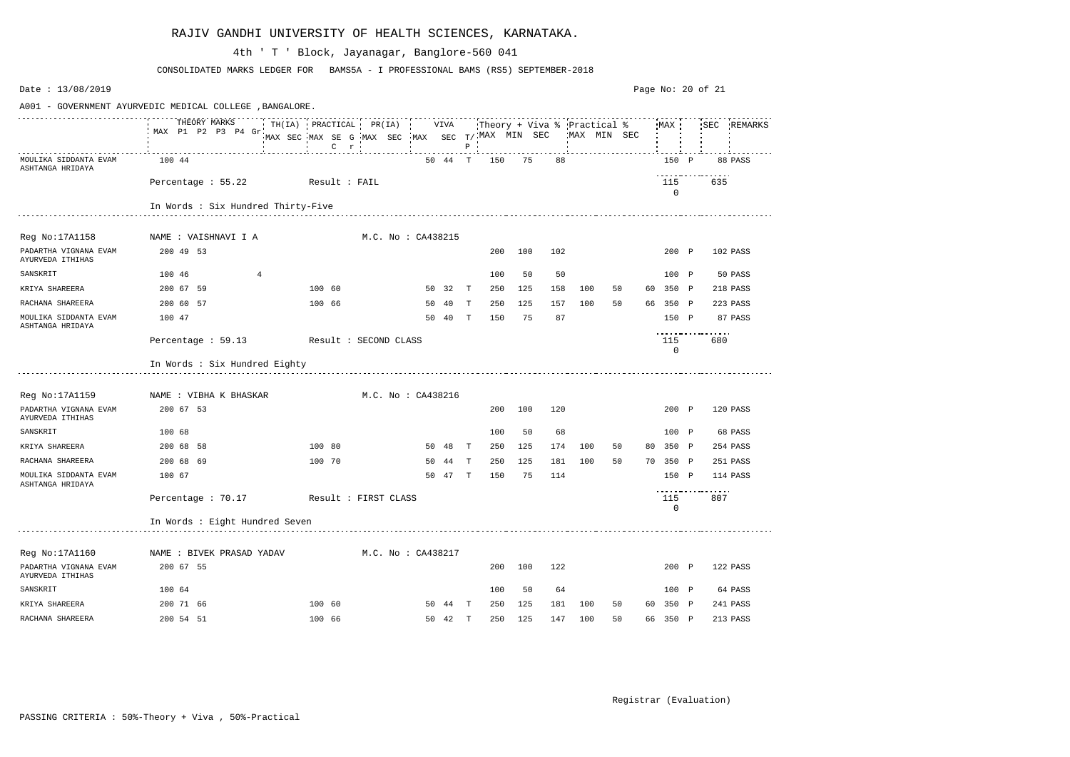# RAJIV GANDHI UNIVERSITY OF HEALTH SCIENCES, KARNATAKA.

4th ' T ' Block, Jayanagar, Banglore-560 041

CONSOLIDATED MARKS LEDGER FOR BAMS5A - I PROFESSIONAL BAMS (RS5) SEPTEMBER-2018

Date : 13/08/2019

A001 - GOVERNMENT AYURVEDIC MEDICAL COLLEGE ,BANGALORE.

| | THEORY MARKS | | | | | | TH(IA) | | PRACTICAL | | | PR(IA) | | VIVA | | | Theory + Viva % | | | Practical % | | | MAX | | SEC | REMARKS |
|---|---|---|---|---|---|---|---|---|---|---|---|---|---|---|---|---|---|---|---|---|---|---|---|---|---|---|
| | MAX | P1 | P2 | P3 | P4 | Gr | MAX | SEC | MAX | SE C | G r | MAX | SEC | MAX | SEC | T/P | MAX | MIN | SEC | MAX | MIN | SEC | | | | |
| MOULIKA SIDDANTA EVAM ASHTANGA HRIDAYA | 100 | 44 | | | | | | | | | | | | 50 | 44 | T | 150 | 75 | 88 | | | | 150 | P | | 88 PASS |
| Percentage : 55.22 Result : FAIL | | | | | | | | | | | | | | | | | | | | | | | 115 / 0 | | 635 | |

In Words : Six Hundred Thirty-Five

Reg No:17A1158 NAME : VAISHNAVI I A M.C. No : CA438215

| | MAX | P1 | P2 | P3 | P4 | Gr | TH(IA) MAX | TH(IA) SEC | PRACTICAL MAX | PRACTICAL SEC | G | PR(IA) MAX | PR(IA) SEC | VIVA MAX | VIVA SEC | T/P | Th+Viva MAX | MIN | SEC | Practical MAX | MIN | SEC | MAX | | SEC | REMARKS |
|---|---|---|---|---|---|---|---|---|---|---|---|---|---|---|---|---|---|---|---|---|---|---|---|---|---|---|
| PADARTHA VIGNANA EVAM AYURVEDA ITHIHAS | 200 | 49 | 53 | | | | | | | | | | | | | | 200 | 100 | 102 | | | | 200 | P | | 102 PASS |
| SANSKRIT | 100 | 46 | | | | 4 | | | | | | | | | | | 100 | 50 | 50 | | | | 100 | P | | 50 PASS |
| KRIYA SHAREERA | 200 | 67 | 59 | | | | | | 100 | 60 | | | | 50 | 32 | T | 250 | 125 | 158 | 100 | 50 | 60 | 350 | P | | 218 PASS |
| RACHANA SHAREERA | 200 | 60 | 57 | | | | | | 100 | 66 | | | | 50 | 40 | T | 250 | 125 | 157 | 100 | 50 | 66 | 350 | P | | 223 PASS |
| MOULIKA SIDDANTA EVAM ASHTANGA HRIDAYA | 100 | 47 | | | | | | | | | | | | 50 | 40 | T | 150 | 75 | 87 | | | | 150 | P | | 87 PASS |
| Percentage : 59.13 Result : SECOND CLASS | | | | | | | | | | | | | | | | | | | | | | | 115 / 0 | | 680 | |

In Words : Six Hundred Eighty

Reg No:17A1159 NAME : VIBHA K BHASKAR M.C. No : CA438216

| | MAX | P1 | P2 | P3 | P4 | Gr | TH(IA) MAX | TH(IA) SEC | PRACTICAL MAX | PRACTICAL SEC | G | PR(IA) MAX | PR(IA) SEC | VIVA MAX | VIVA SEC | T/P | Th+Viva MAX | MIN | SEC | Practical MAX | MIN | SEC | MAX | | SEC | REMARKS |
|---|---|---|---|---|---|---|---|---|---|---|---|---|---|---|---|---|---|---|---|---|---|---|---|---|---|---|
| PADARTHA VIGNANA EVAM AYURVEDA ITHIHAS | 200 | 67 | 53 | | | | | | | | | | | | | | 200 | 100 | 120 | | | | 200 | P | | 120 PASS |
| SANSKRIT | 100 | 68 | | | | | | | | | | | | | | | 100 | 50 | 68 | | | | 100 | P | | 68 PASS |
| KRIYA SHAREERA | 200 | 68 | 58 | | | | | | 100 | 80 | | | | 50 | 48 | T | 250 | 125 | 174 | 100 | 50 | 80 | 350 | P | | 254 PASS |
| RACHANA SHAREERA | 200 | 68 | 69 | | | | | | 100 | 70 | | | | 50 | 44 | T | 250 | 125 | 181 | 100 | 50 | 70 | 350 | P | | 251 PASS |
| MOULIKA SIDDANTA EVAM ASHTANGA HRIDAYA | 100 | 67 | | | | | | | | | | | | 50 | 47 | T | 150 | 75 | 114 | | | | 150 | P | | 114 PASS |
| Percentage : 70.17 Result : FIRST CLASS | | | | | | | | | | | | | | | | | | | | | | | 115 / 0 | | 807 | |

In Words : Eight Hundred Seven

Reg No:17A1160 NAME : BIVEK PRASAD YADAV M.C. No : CA438217

| | MAX | P1 | P2 | P3 | P4 | Gr | TH(IA) MAX | TH(IA) SEC | PRACTICAL MAX | PRACTICAL SEC | G | PR(IA) MAX | PR(IA) SEC | VIVA MAX | VIVA SEC | T/P | Th+Viva MAX | MIN | SEC | Practical MAX | MIN | SEC | MAX | | SEC | REMARKS |
|---|---|---|---|---|---|---|---|---|---|---|---|---|---|---|---|---|---|---|---|---|---|---|---|---|---|---|
| PADARTHA VIGNANA EVAM AYURVEDA ITHIHAS | 200 | 67 | 55 | | | | | | | | | | | | | | 200 | 100 | 122 | | | | 200 | P | | 122 PASS |
| SANSKRIT | 100 | 64 | | | | | | | | | | | | | | | 100 | 50 | 64 | | | | 100 | P | | 64 PASS |
| KRIYA SHAREERA | 200 | 71 | 66 | | | | | | 100 | 60 | | | | 50 | 44 | T | 250 | 125 | 181 | 100 | 50 | 60 | 350 | P | | 241 PASS |
| RACHANA SHAREERA | 200 | 54 | 51 | | | | | | 100 | 66 | | | | 50 | 42 | T | 250 | 125 | 147 | 100 | 50 | 66 | 350 | P | | 213 PASS |

Registrar (Evaluation)

PASSING CRITERIA : 50%-Theory + Viva , 50%-Practical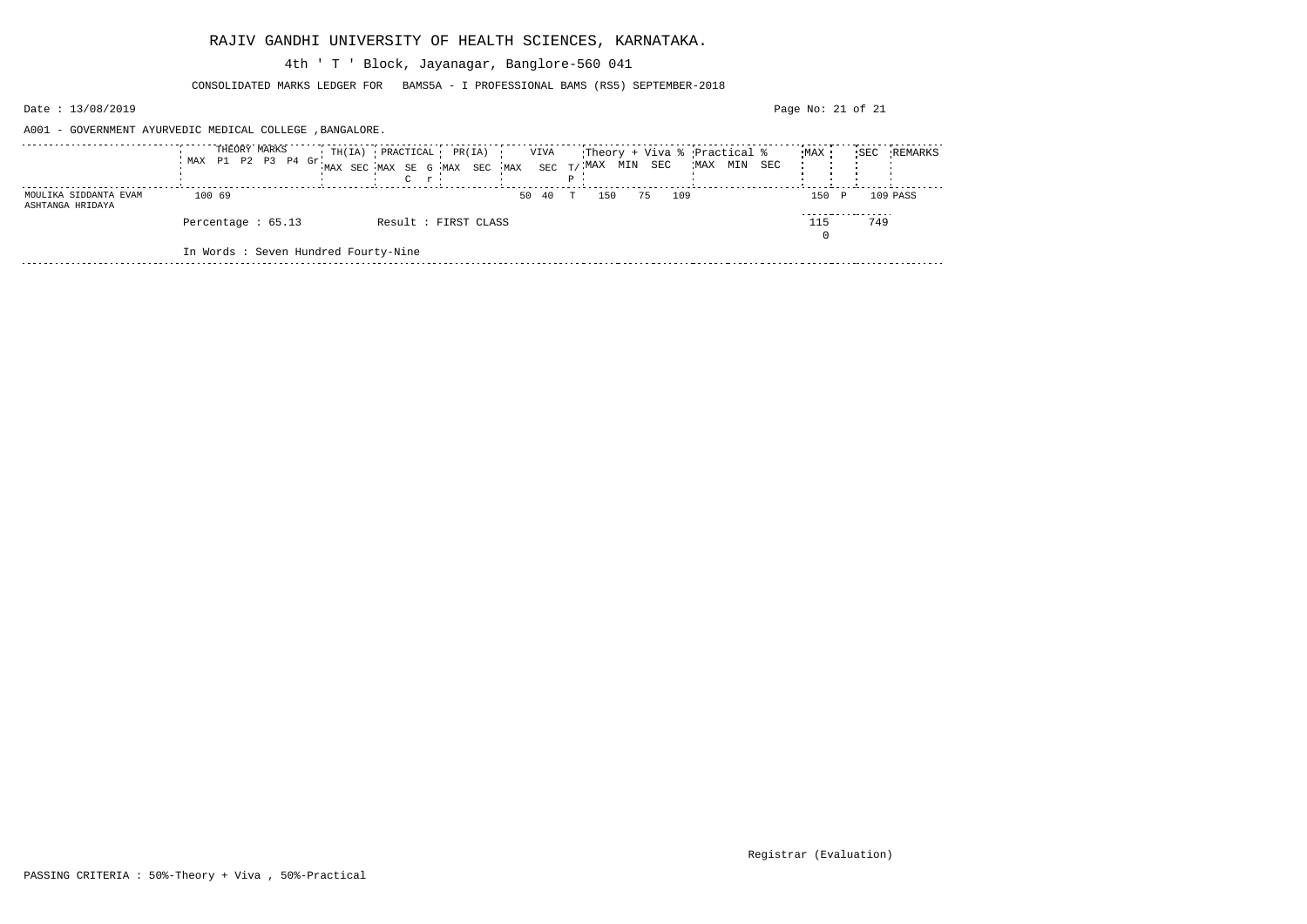# RAJIV GANDHI UNIVERSITY OF HEALTH SCIENCES, KARNATAKA.

4th ' T ' Block, Jayanagar, Banglore-560 041

CONSOLIDATED MARKS LEDGER FOR BAMS5A - I PROFESSIONAL BAMS (RS5) SEPTEMBER-2018

Date : 13/08/2019

A001 - GOVERNMENT AYURVEDIC MEDICAL COLLEGE ,BANGALORE.

| | THEORY MARKS | | | | | | TH(IA) | | PRACTICAL | | | PR(IA) | | VIVA | | | Theory + Viva % | | | Practical % | | | MAX | | SEC | REMARKS |
|---|---|---|---|---|---|---|---|---|---|---|---|---|---|---|---|---|---|---|---|---|---|---|---|---|---|---|
| | MAX | P1 | P2 | P3 | P4 | Gr | MAX | SEC | MAX | SEC | G | MAX | SEC | MAX | SEC | T/P | MAX | MIN | SEC | MAX | MIN | SEC | | | | |
| MOULIKA SIDDANTA EVAM ASHTANGA HRIDAYA | 100 | 69 | | | | | | | | | | | | 50 | 40 | T | 150 | 75 | 109 | | | | 150 | P | 109 | PASS |

Percentage : 65.13 &nbsp;&nbsp;&nbsp; Result : FIRST CLASS &nbsp;&nbsp;&nbsp; 1150 &nbsp;&nbsp;&nbsp; 749

In Words : Seven Hundred Fourty-Nine

Registrar (Evaluation)

PASSING CRITERIA : 50%-Theory + Viva , 50%-Practical